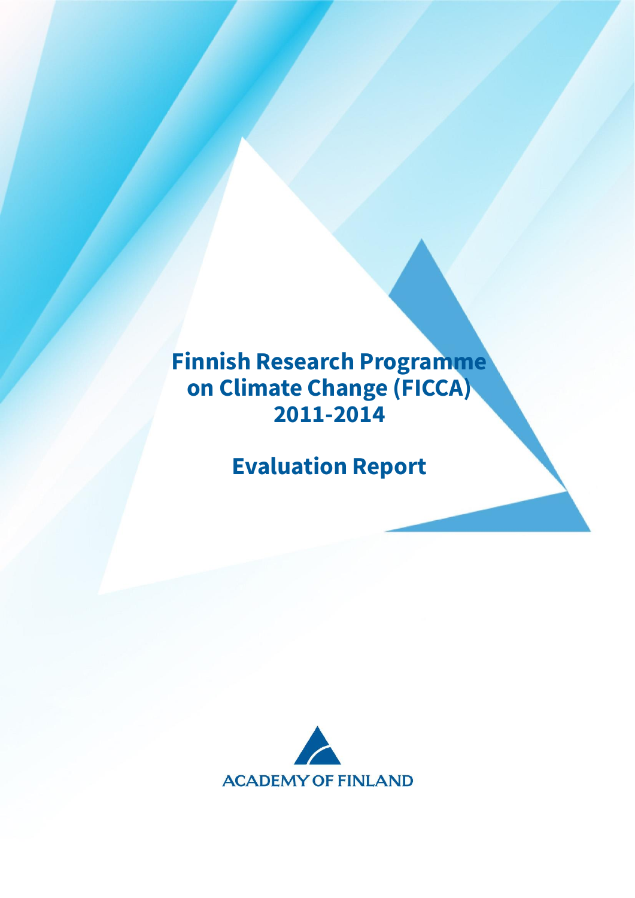# Finnish Research Programme on Climate Change (FICCA) 2011-2014

## Evaluation Report

ACADEMY OF FINLAND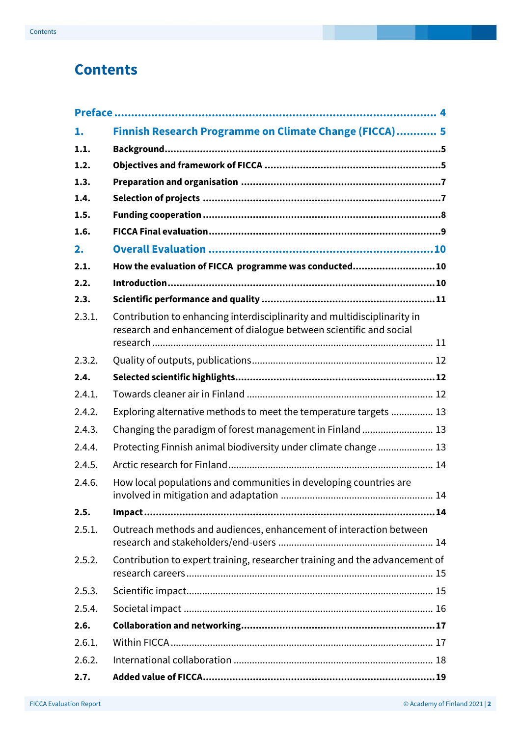# Contents

| | | |
|---|---|---|
| **Preface** | | **4** |
| **1.** | **Finnish Research Programme on Climate Change (FICCA)** | **5** |
| **1.1.** | **Background** | **5** |
| **1.2.** | **Objectives and framework of FICCA** | **5** |
| **1.3.** | **Preparation and organisation** | **7** |
| **1.4.** | **Selection of projects** | **7** |
| **1.5.** | **Funding cooperation** | **8** |
| **1.6.** | **FICCA Final evaluation** | **9** |
| **2.** | **Overall Evaluation** | **10** |
| **2.1.** | **How the evaluation of FICCA programme was conducted** | **10** |
| **2.2.** | **Introduction** | **10** |
| **2.3.** | **Scientific performance and quality** | **11** |
| 2.3.1. | Contribution to enhancing interdisciplinarity and multidisciplinarity in research and enhancement of dialogue between scientific and social research | 11 |
| 2.3.2. | Quality of outputs, publications | 12 |
| **2.4.** | **Selected scientific highlights** | **12** |
| 2.4.1. | Towards cleaner air in Finland | 12 |
| 2.4.2. | Exploring alternative methods to meet the temperature targets | 13 |
| 2.4.3. | Changing the paradigm of forest management in Finland | 13 |
| 2.4.4. | Protecting Finnish animal biodiversity under climate change | 13 |
| 2.4.5. | Arctic research for Finland | 14 |
| 2.4.6. | How local populations and communities in developing countries are involved in mitigation and adaptation | 14 |
| **2.5.** | **Impact** | **14** |
| 2.5.1. | Outreach methods and audiences, enhancement of interaction between research and stakeholders/end-users | 14 |
| 2.5.2. | Contribution to expert training, researcher training and the advancement of research careers | 15 |
| 2.5.3. | Scientific impact | 15 |
| 2.5.4. | Societal impact | 16 |
| **2.6.** | **Collaboration and networking** | **17** |
| 2.6.1. | Within FICCA | 17 |
| 2.6.2. | International collaboration | 18 |
| **2.7.** | **Added value of FICCA** | **19** |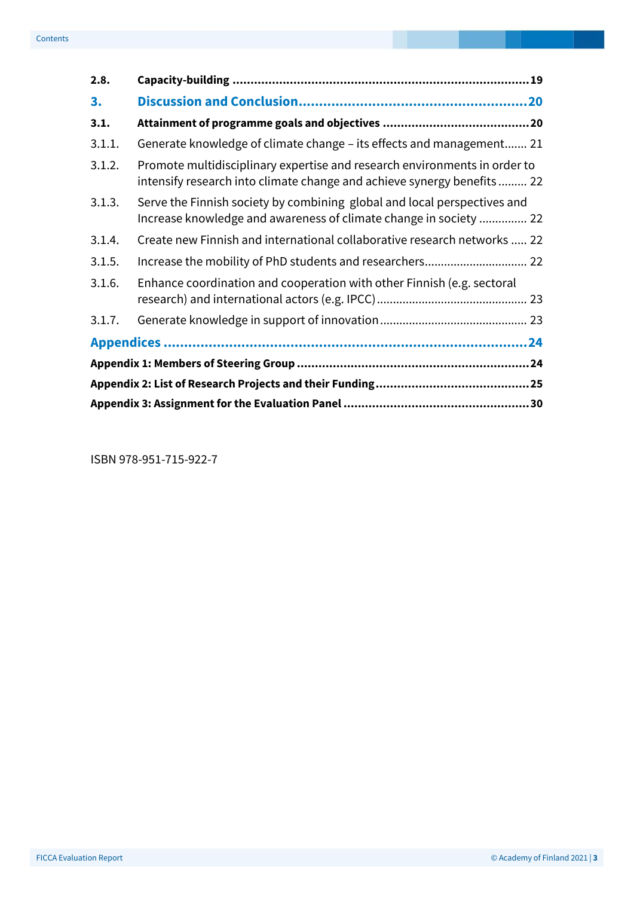**2.8. Capacity-building ... 19**

**3. Discussion and Conclusion ... 20**

**3.1. Attainment of programme goals and objectives ... 20**

3.1.1. Generate knowledge of climate change – its effects and management ... 21

3.1.2. Promote multidisciplinary expertise and research environments in order to intensify research into climate change and achieve synergy benefits ... 22

3.1.3. Serve the Finnish society by combining global and local perspectives and Increase knowledge and awareness of climate change in society ... 22

3.1.4. Create new Finnish and international collaborative research networks ... 22

3.1.5. Increase the mobility of PhD students and researchers ... 22

3.1.6. Enhance coordination and cooperation with other Finnish (e.g. sectoral research) and international actors (e.g. IPCC) ... 23

3.1.7. Generate knowledge in support of innovation ... 23

**Appendices ... 24**

**Appendix 1: Members of Steering Group ... 24**

**Appendix 2: List of Research Projects and their Funding ... 25**

**Appendix 3: Assignment for the Evaluation Panel ... 30**

ISBN 978-951-715-922-7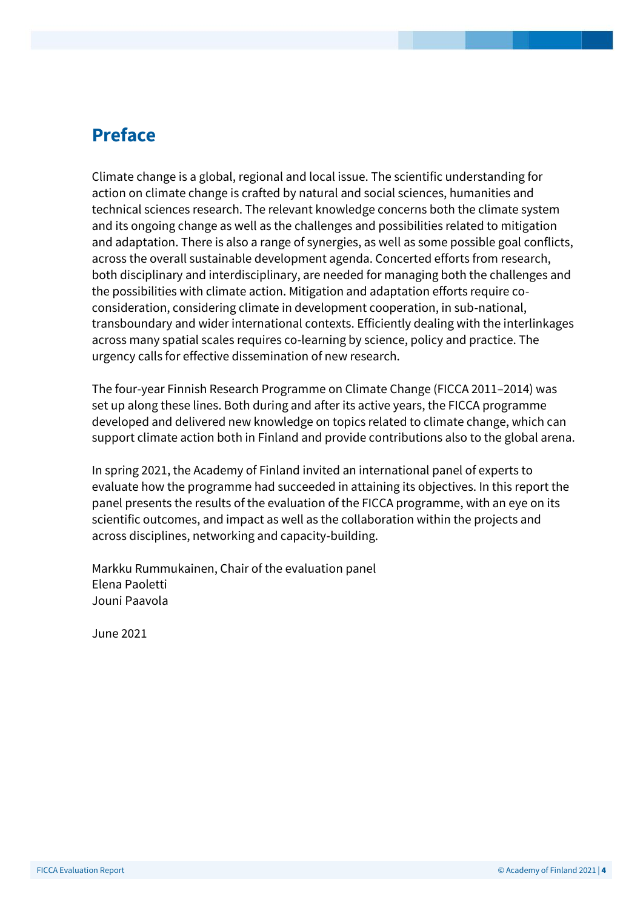# Preface

Climate change is a global, regional and local issue. The scientific understanding for action on climate change is crafted by natural and social sciences, humanities and technical sciences research. The relevant knowledge concerns both the climate system and its ongoing change as well as the challenges and possibilities related to mitigation and adaptation. There is also a range of synergies, as well as some possible goal conflicts, across the overall sustainable development agenda. Concerted efforts from research, both disciplinary and interdisciplinary, are needed for managing both the challenges and the possibilities with climate action. Mitigation and adaptation efforts require co-consideration, considering climate in development cooperation, in sub-national, transboundary and wider international contexts. Efficiently dealing with the interlinkages across many spatial scales requires co-learning by science, policy and practice. The urgency calls for effective dissemination of new research.

The four-year Finnish Research Programme on Climate Change (FICCA 2011–2014) was set up along these lines. Both during and after its active years, the FICCA programme developed and delivered new knowledge on topics related to climate change, which can support climate action both in Finland and provide contributions also to the global arena.

In spring 2021, the Academy of Finland invited an international panel of experts to evaluate how the programme had succeeded in attaining its objectives. In this report the panel presents the results of the evaluation of the FICCA programme, with an eye on its scientific outcomes, and impact as well as the collaboration within the projects and across disciplines, networking and capacity-building.

Markku Rummukainen, Chair of the evaluation panel
Elena Paoletti
Jouni Paavola

June 2021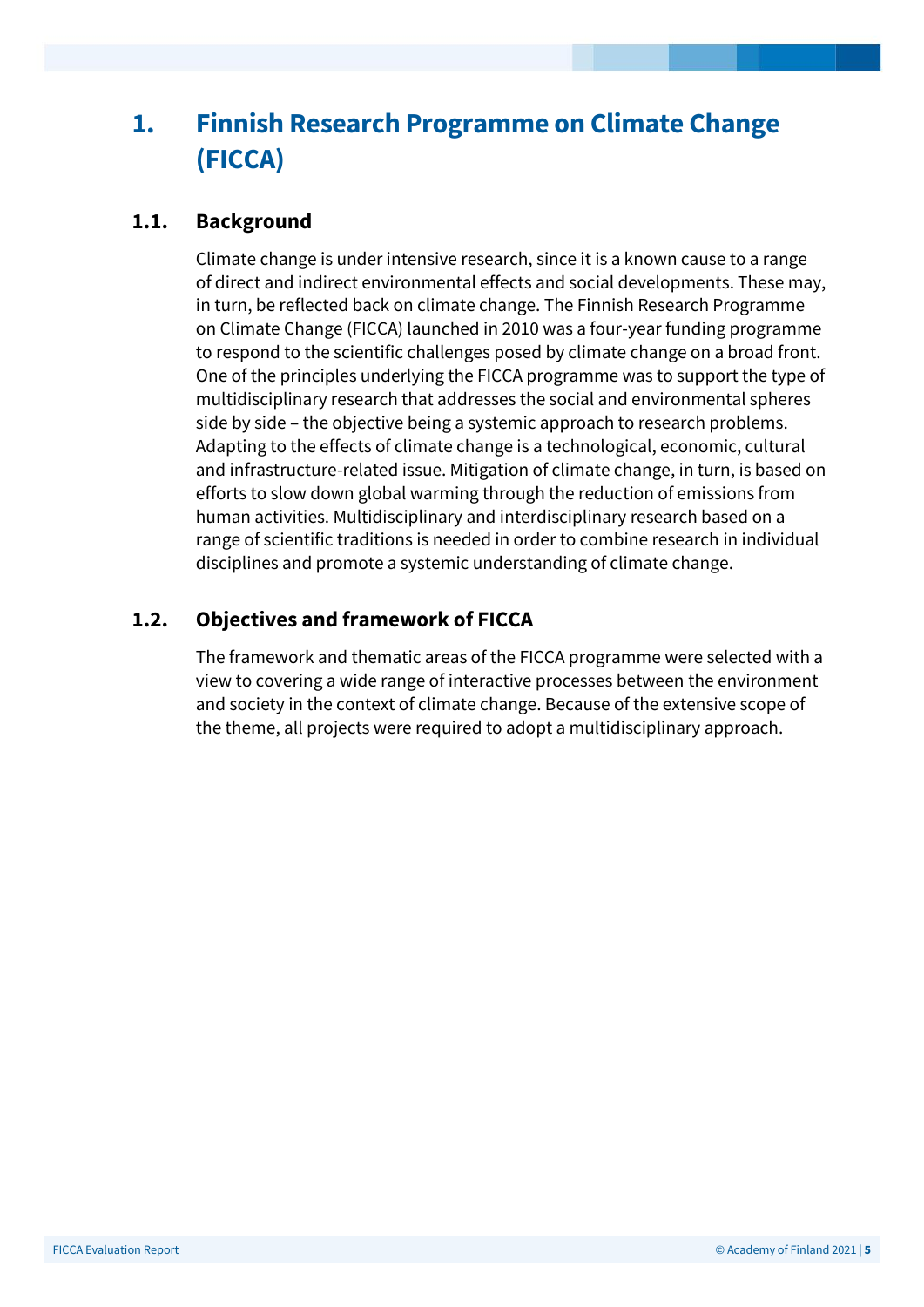# 1. Finnish Research Programme on Climate Change (FICCA)

## 1.1. Background

Climate change is under intensive research, since it is a known cause to a range of direct and indirect environmental effects and social developments. These may, in turn, be reflected back on climate change. The Finnish Research Programme on Climate Change (FICCA) launched in 2010 was a four-year funding programme to respond to the scientific challenges posed by climate change on a broad front. One of the principles underlying the FICCA programme was to support the type of multidisciplinary research that addresses the social and environmental spheres side by side – the objective being a systemic approach to research problems. Adapting to the effects of climate change is a technological, economic, cultural and infrastructure-related issue. Mitigation of climate change, in turn, is based on efforts to slow down global warming through the reduction of emissions from human activities. Multidisciplinary and interdisciplinary research based on a range of scientific traditions is needed in order to combine research in individual disciplines and promote a systemic understanding of climate change.

## 1.2. Objectives and framework of FICCA

The framework and thematic areas of the FICCA programme were selected with a view to covering a wide range of interactive processes between the environment and society in the context of climate change. Because of the extensive scope of the theme, all projects were required to adopt a multidisciplinary approach.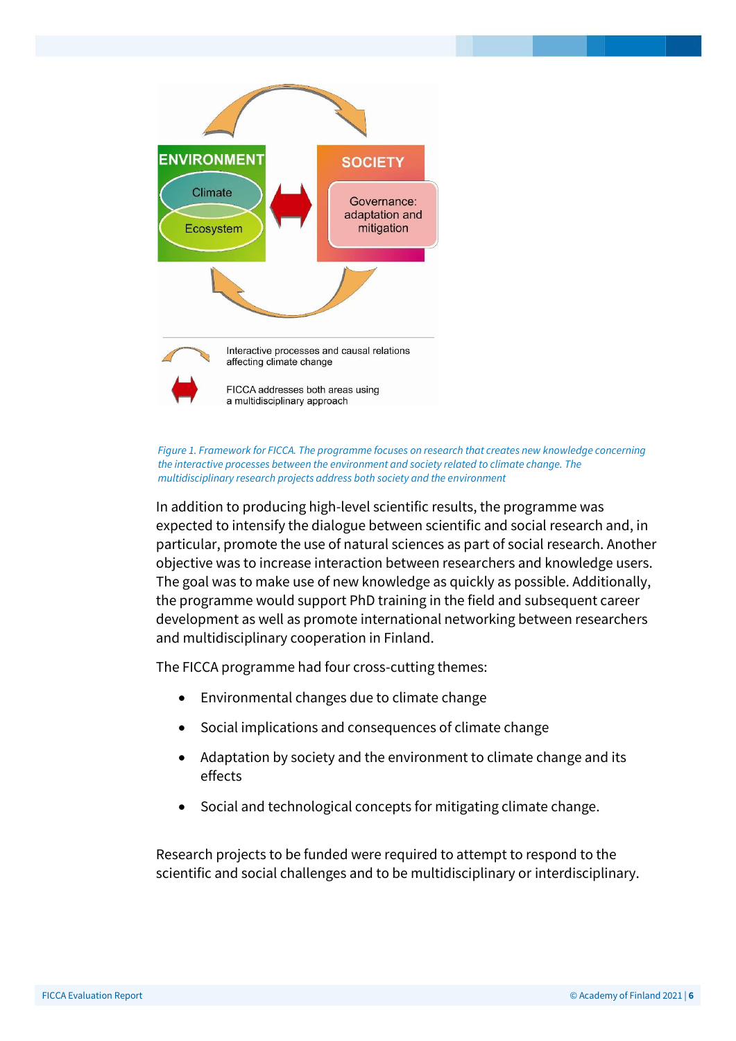ENVIRONMENT

Climate

Ecosystem

SOCIETY

Governance: adaptation and mitigation

Interactive processes and causal relations affecting climate change

FICCA addresses both areas using a multidisciplinary approach

*Figure 1. Framework for FICCA. The programme focuses on research that creates new knowledge concerning the interactive processes between the environment and society related to climate change. The multidisciplinary research projects address both society and the environment*

In addition to producing high-level scientific results, the programme was expected to intensify the dialogue between scientific and social research and, in particular, promote the use of natural sciences as part of social research. Another objective was to increase interaction between researchers and knowledge users. The goal was to make use of new knowledge as quickly as possible. Additionally, the programme would support PhD training in the field and subsequent career development as well as promote international networking between researchers and multidisciplinary cooperation in Finland.

The FICCA programme had four cross-cutting themes:

- Environmental changes due to climate change
- Social implications and consequences of climate change
- Adaptation by society and the environment to climate change and its effects
- Social and technological concepts for mitigating climate change.

Research projects to be funded were required to attempt to respond to the scientific and social challenges and to be multidisciplinary or interdisciplinary.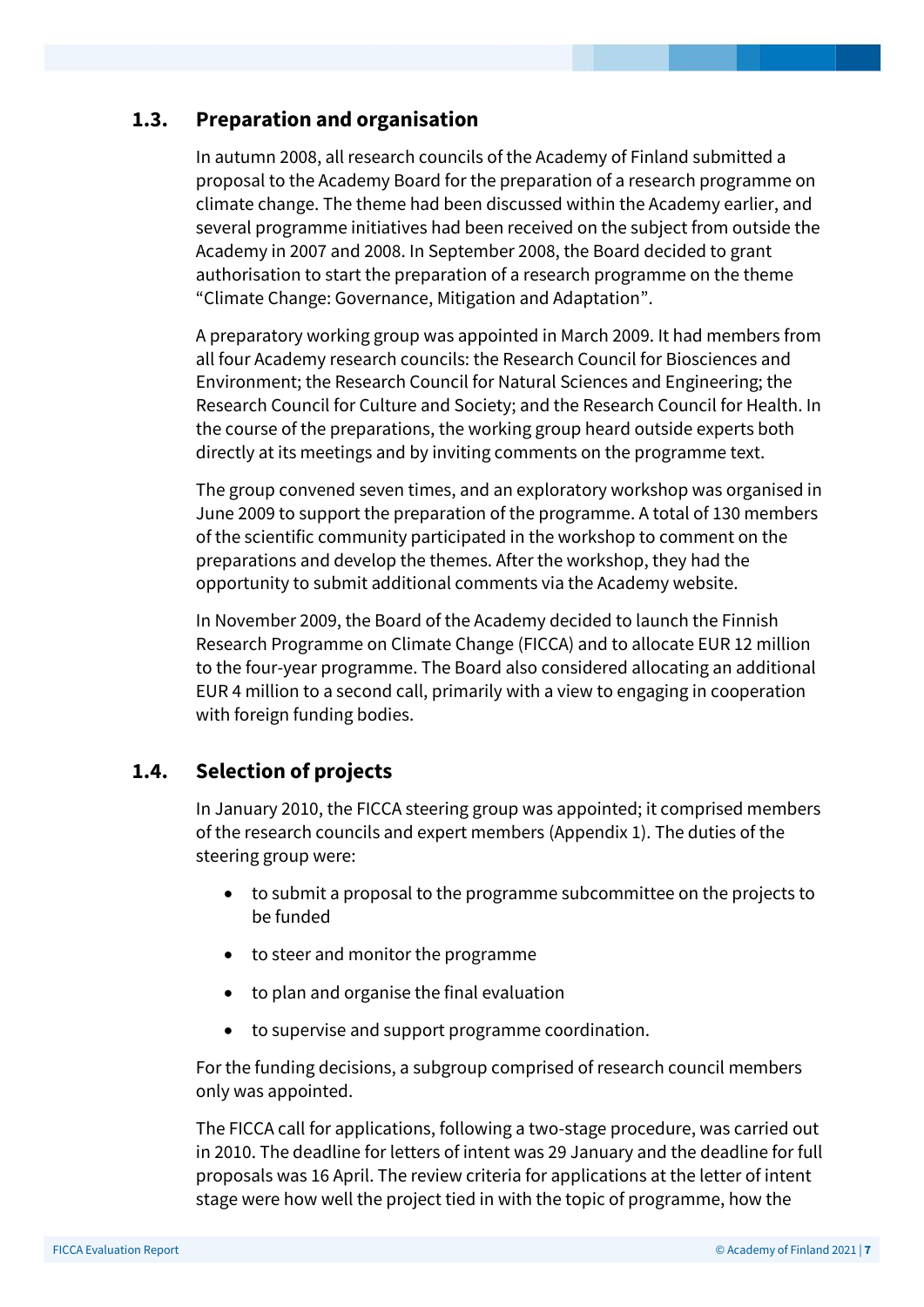## 1.3. Preparation and organisation

In autumn 2008, all research councils of the Academy of Finland submitted a proposal to the Academy Board for the preparation of a research programme on climate change. The theme had been discussed within the Academy earlier, and several programme initiatives had been received on the subject from outside the Academy in 2007 and 2008. In September 2008, the Board decided to grant authorisation to start the preparation of a research programme on the theme "Climate Change: Governance, Mitigation and Adaptation".

A preparatory working group was appointed in March 2009. It had members from all four Academy research councils: the Research Council for Biosciences and Environment; the Research Council for Natural Sciences and Engineering; the Research Council for Culture and Society; and the Research Council for Health. In the course of the preparations, the working group heard outside experts both directly at its meetings and by inviting comments on the programme text.

The group convened seven times, and an exploratory workshop was organised in June 2009 to support the preparation of the programme. A total of 130 members of the scientific community participated in the workshop to comment on the preparations and develop the themes. After the workshop, they had the opportunity to submit additional comments via the Academy website.

In November 2009, the Board of the Academy decided to launch the Finnish Research Programme on Climate Change (FICCA) and to allocate EUR 12 million to the four-year programme. The Board also considered allocating an additional EUR 4 million to a second call, primarily with a view to engaging in cooperation with foreign funding bodies.

## 1.4. Selection of projects

In January 2010, the FICCA steering group was appointed; it comprised members of the research councils and expert members (Appendix 1). The duties of the steering group were:

- to submit a proposal to the programme subcommittee on the projects to be funded
- to steer and monitor the programme
- to plan and organise the final evaluation
- to supervise and support programme coordination.

For the funding decisions, a subgroup comprised of research council members only was appointed.

The FICCA call for applications, following a two-stage procedure, was carried out in 2010. The deadline for letters of intent was 29 January and the deadline for full proposals was 16 April. The review criteria for applications at the letter of intent stage were how well the project tied in with the topic of programme, how the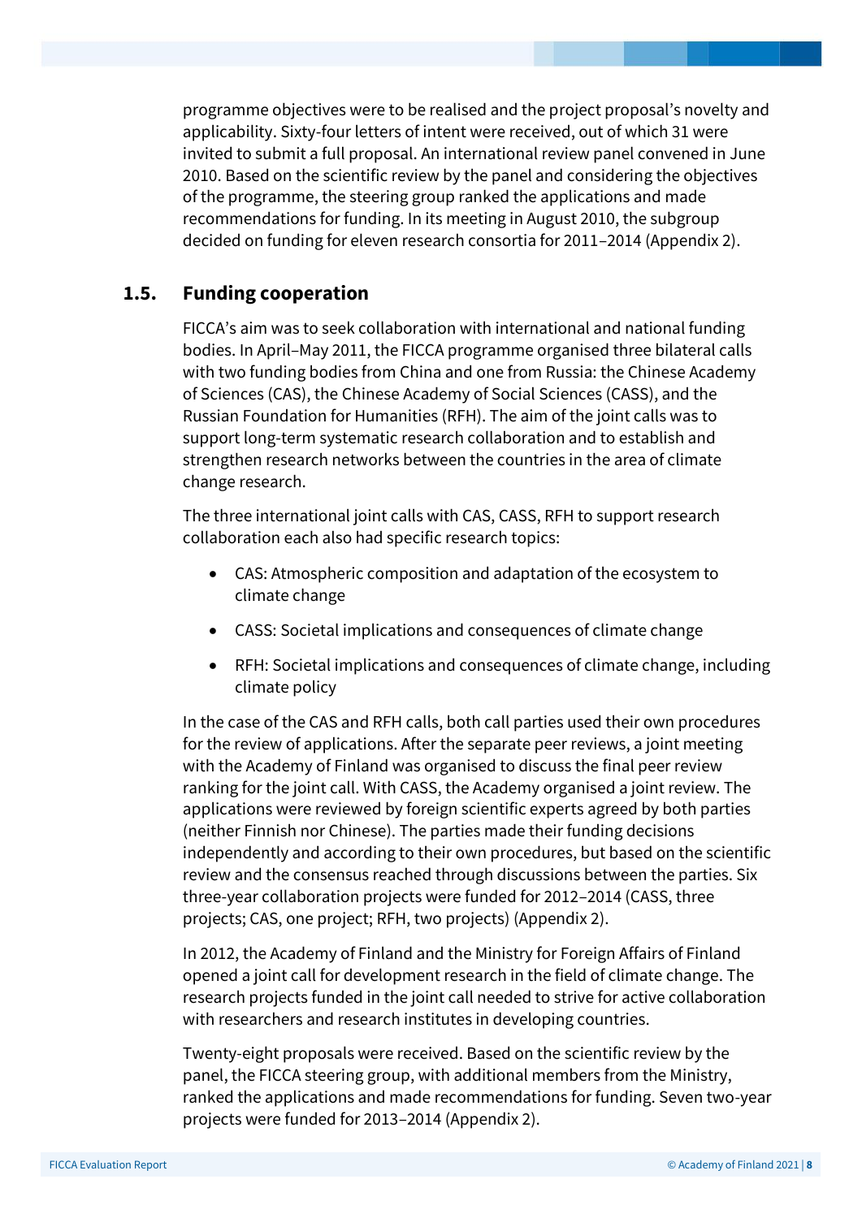programme objectives were to be realised and the project proposal's novelty and applicability. Sixty-four letters of intent were received, out of which 31 were invited to submit a full proposal. An international review panel convened in June 2010. Based on the scientific review by the panel and considering the objectives of the programme, the steering group ranked the applications and made recommendations for funding. In its meeting in August 2010, the subgroup decided on funding for eleven research consortia for 2011–2014 (Appendix 2).

## 1.5. Funding cooperation

FICCA's aim was to seek collaboration with international and national funding bodies. In April–May 2011, the FICCA programme organised three bilateral calls with two funding bodies from China and one from Russia: the Chinese Academy of Sciences (CAS), the Chinese Academy of Social Sciences (CASS), and the Russian Foundation for Humanities (RFH). The aim of the joint calls was to support long-term systematic research collaboration and to establish and strengthen research networks between the countries in the area of climate change research.

The three international joint calls with CAS, CASS, RFH to support research collaboration each also had specific research topics:

- CAS: Atmospheric composition and adaptation of the ecosystem to climate change
- CASS: Societal implications and consequences of climate change
- RFH: Societal implications and consequences of climate change, including climate policy

In the case of the CAS and RFH calls, both call parties used their own procedures for the review of applications. After the separate peer reviews, a joint meeting with the Academy of Finland was organised to discuss the final peer review ranking for the joint call. With CASS, the Academy organised a joint review. The applications were reviewed by foreign scientific experts agreed by both parties (neither Finnish nor Chinese). The parties made their funding decisions independently and according to their own procedures, but based on the scientific review and the consensus reached through discussions between the parties. Six three-year collaboration projects were funded for 2012–2014 (CASS, three projects; CAS, one project; RFH, two projects) (Appendix 2).

In 2012, the Academy of Finland and the Ministry for Foreign Affairs of Finland opened a joint call for development research in the field of climate change. The research projects funded in the joint call needed to strive for active collaboration with researchers and research institutes in developing countries.

Twenty-eight proposals were received. Based on the scientific review by the panel, the FICCA steering group, with additional members from the Ministry, ranked the applications and made recommendations for funding. Seven two-year projects were funded for 2013–2014 (Appendix 2).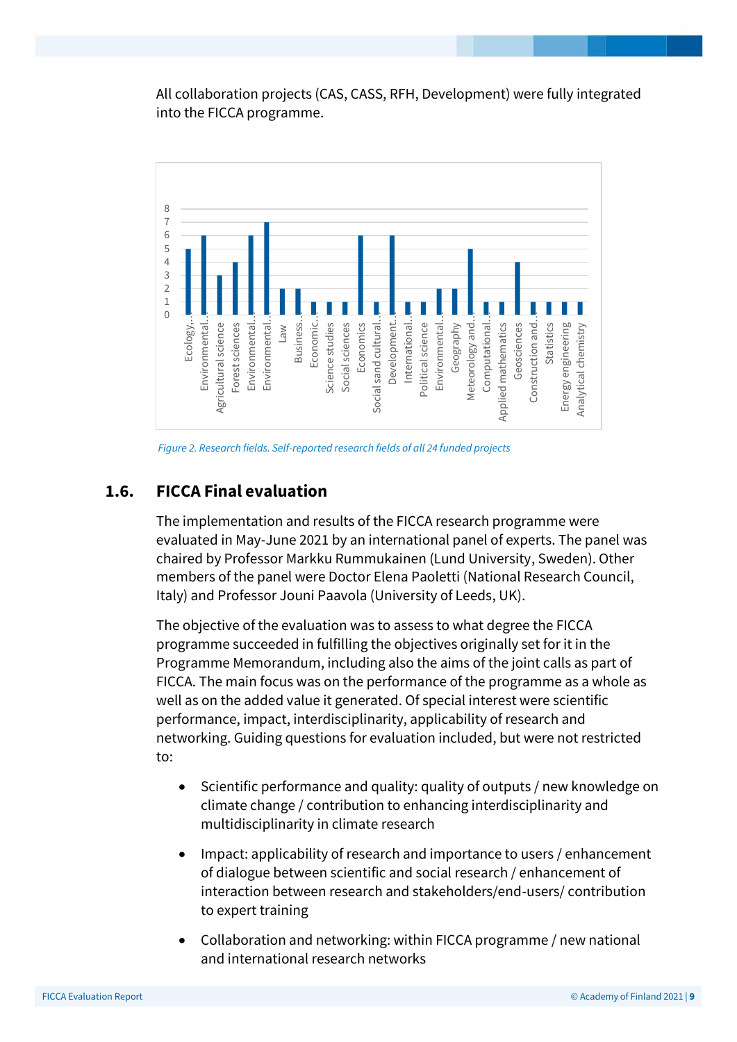All collaboration projects (CAS, CASS, RFH, Development) were fully integrated into the FICCA programme.

8
7
6
5
4
3
2
1
0

Ecology…
Environmental…
Agricultural science
Forest sciences
Environmental…
Environmental…
Law
Business…
Economic…
Science studies
Social sciences
Economics
Social sand cultural…
Development…
International…
Political science
Environmental…
Geography
Meteorology and…
Computational…
Applied mathematics
Geosciences
Construction and…
Statistics
Energy engineering
Analytical chemistry

*Figure 2. Research fields. Self-reported research fields of all 24 funded projects*

## 1.6. FICCA Final evaluation

The implementation and results of the FICCA research programme were evaluated in May-June 2021 by an international panel of experts. The panel was chaired by Professor Markku Rummukainen (Lund University, Sweden). Other members of the panel were Doctor Elena Paoletti (National Research Council, Italy) and Professor Jouni Paavola (University of Leeds, UK).

The objective of the evaluation was to assess to what degree the FICCA programme succeeded in fulfilling the objectives originally set for it in the Programme Memorandum, including also the aims of the joint calls as part of FICCA. The main focus was on the performance of the programme as a whole as well as on the added value it generated. Of special interest were scientific performance, impact, interdisciplinarity, applicability of research and networking. Guiding questions for evaluation included, but were not restricted to:

- Scientific performance and quality: quality of outputs / new knowledge on climate change / contribution to enhancing interdisciplinarity and multidisciplinarity in climate research
- Impact: applicability of research and importance to users / enhancement of dialogue between scientific and social research / enhancement of interaction between research and stakeholders/end-users/ contribution to expert training
- Collaboration and networking: within FICCA programme / new national and international research networks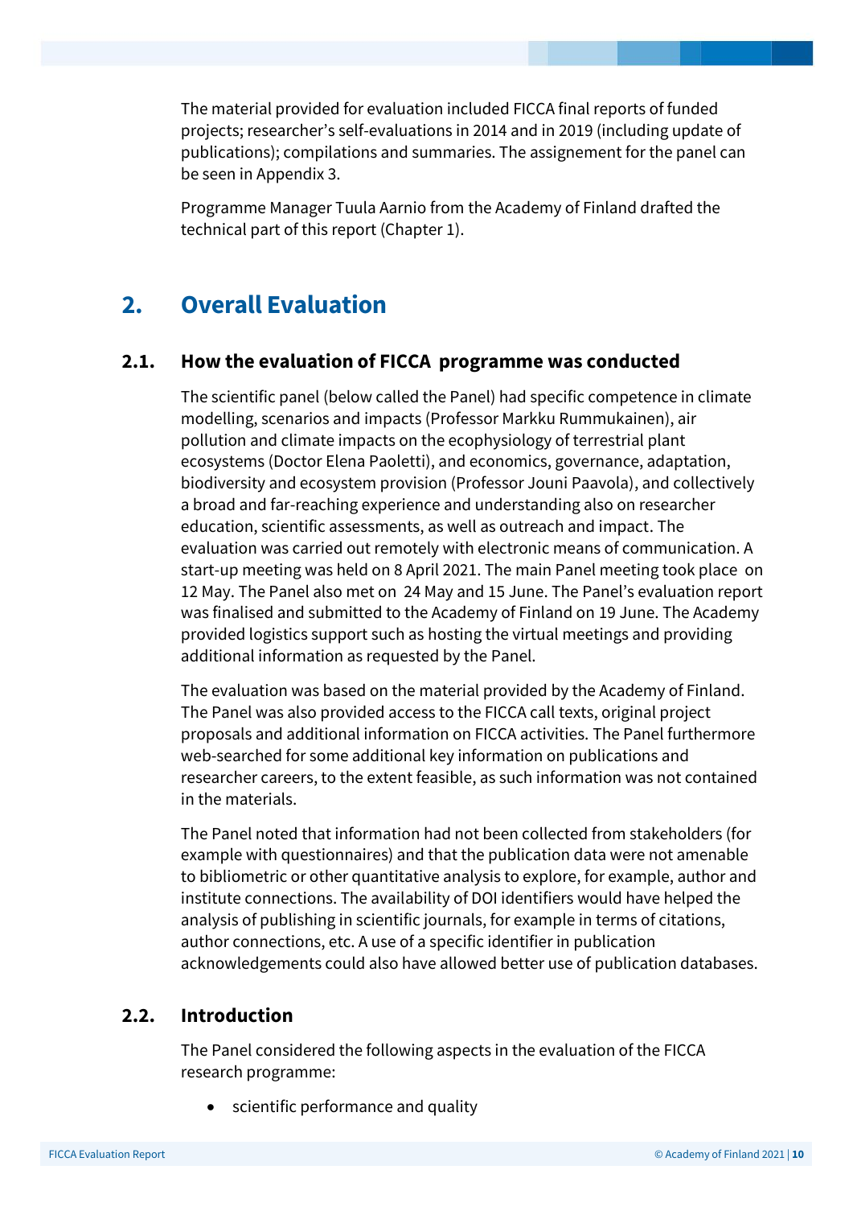The material provided for evaluation included FICCA final reports of funded projects; researcher's self-evaluations in 2014 and in 2019 (including update of publications); compilations and summaries. The assignement for the panel can be seen in Appendix 3.

Programme Manager Tuula Aarnio from the Academy of Finland drafted the technical part of this report (Chapter 1).

# 2. Overall Evaluation

## 2.1. How the evaluation of FICCA programme was conducted

The scientific panel (below called the Panel) had specific competence in climate modelling, scenarios and impacts (Professor Markku Rummukainen), air pollution and climate impacts on the ecophysiology of terrestrial plant ecosystems (Doctor Elena Paoletti), and economics, governance, adaptation, biodiversity and ecosystem provision (Professor Jouni Paavola), and collectively a broad and far-reaching experience and understanding also on researcher education, scientific assessments, as well as outreach and impact. The evaluation was carried out remotely with electronic means of communication. A start-up meeting was held on 8 April 2021. The main Panel meeting took place on 12 May. The Panel also met on 24 May and 15 June. The Panel's evaluation report was finalised and submitted to the Academy of Finland on 19 June. The Academy provided logistics support such as hosting the virtual meetings and providing additional information as requested by the Panel.

The evaluation was based on the material provided by the Academy of Finland. The Panel was also provided access to the FICCA call texts, original project proposals and additional information on FICCA activities. The Panel furthermore web-searched for some additional key information on publications and researcher careers, to the extent feasible, as such information was not contained in the materials.

The Panel noted that information had not been collected from stakeholders (for example with questionnaires) and that the publication data were not amenable to bibliometric or other quantitative analysis to explore, for example, author and institute connections. The availability of DOI identifiers would have helped the analysis of publishing in scientific journals, for example in terms of citations, author connections, etc. A use of a specific identifier in publication acknowledgements could also have allowed better use of publication databases.

## 2.2. Introduction

The Panel considered the following aspects in the evaluation of the FICCA research programme:

- scientific performance and quality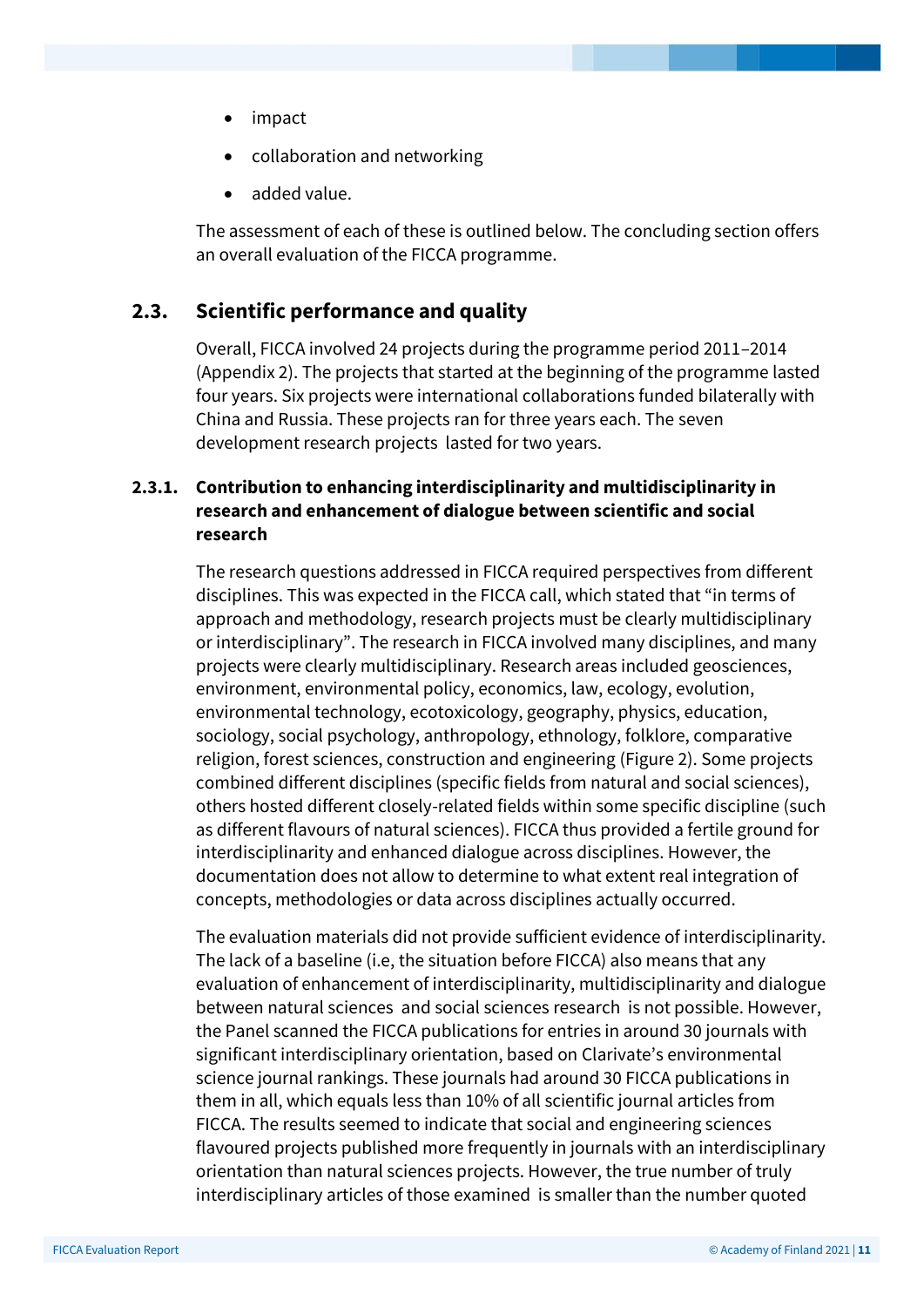- impact
- collaboration and networking
- added value.

The assessment of each of these is outlined below. The concluding section offers an overall evaluation of the FICCA programme.

## 2.3. Scientific performance and quality

Overall, FICCA involved 24 projects during the programme period 2011–2014 (Appendix 2). The projects that started at the beginning of the programme lasted four years. Six projects were international collaborations funded bilaterally with China and Russia. These projects ran for three years each. The seven development research projects lasted for two years.

### 2.3.1. Contribution to enhancing interdisciplinarity and multidisciplinarity in research and enhancement of dialogue between scientific and social research

The research questions addressed in FICCA required perspectives from different disciplines. This was expected in the FICCA call, which stated that "in terms of approach and methodology, research projects must be clearly multidisciplinary or interdisciplinary". The research in FICCA involved many disciplines, and many projects were clearly multidisciplinary. Research areas included geosciences, environment, environmental policy, economics, law, ecology, evolution, environmental technology, ecotoxicology, geography, physics, education, sociology, social psychology, anthropology, ethnology, folklore, comparative religion, forest sciences, construction and engineering (Figure 2). Some projects combined different disciplines (specific fields from natural and social sciences), others hosted different closely-related fields within some specific discipline (such as different flavours of natural sciences). FICCA thus provided a fertile ground for interdisciplinarity and enhanced dialogue across disciplines. However, the documentation does not allow to determine to what extent real integration of concepts, methodologies or data across disciplines actually occurred.

The evaluation materials did not provide sufficient evidence of interdisciplinarity. The lack of a baseline (i.e, the situation before FICCA) also means that any evaluation of enhancement of interdisciplinarity, multidisciplinarity and dialogue between natural sciences and social sciences research is not possible. However, the Panel scanned the FICCA publications for entries in around 30 journals with significant interdisciplinary orientation, based on Clarivate's environmental science journal rankings. These journals had around 30 FICCA publications in them in all, which equals less than 10% of all scientific journal articles from FICCA. The results seemed to indicate that social and engineering sciences flavoured projects published more frequently in journals with an interdisciplinary orientation than natural sciences projects. However, the true number of truly interdisciplinary articles of those examined is smaller than the number quoted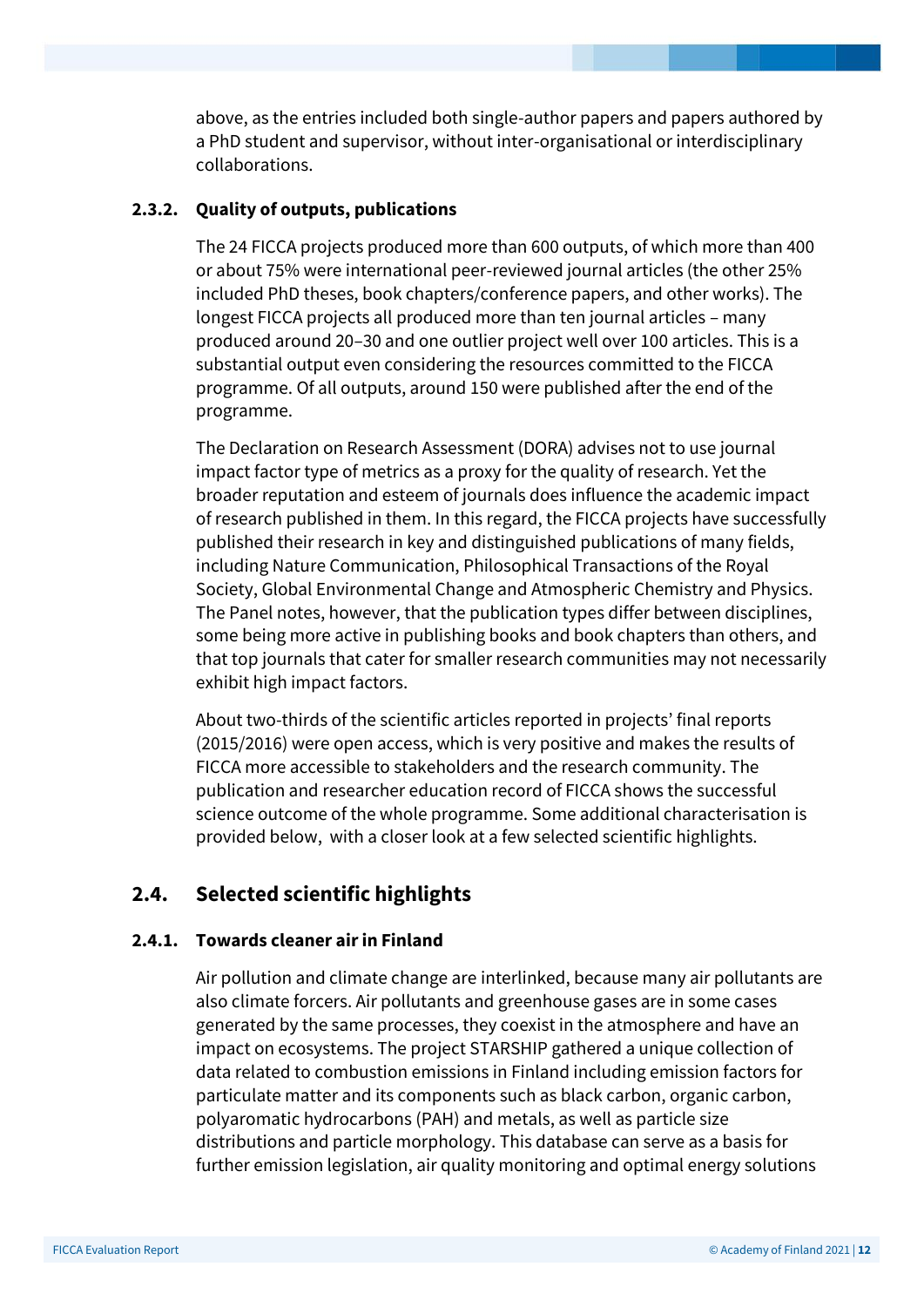above, as the entries included both single-author papers and papers authored by a PhD student and supervisor, without inter-organisational or interdisciplinary collaborations.

### 2.3.2. Quality of outputs, publications

The 24 FICCA projects produced more than 600 outputs, of which more than 400 or about 75% were international peer-reviewed journal articles (the other 25% included PhD theses, book chapters/conference papers, and other works). The longest FICCA projects all produced more than ten journal articles – many produced around 20–30 and one outlier project well over 100 articles. This is a substantial output even considering the resources committed to the FICCA programme. Of all outputs, around 150 were published after the end of the programme.

The Declaration on Research Assessment (DORA) advises not to use journal impact factor type of metrics as a proxy for the quality of research. Yet the broader reputation and esteem of journals does influence the academic impact of research published in them. In this regard, the FICCA projects have successfully published their research in key and distinguished publications of many fields, including Nature Communication, Philosophical Transactions of the Royal Society, Global Environmental Change and Atmospheric Chemistry and Physics. The Panel notes, however, that the publication types differ between disciplines, some being more active in publishing books and book chapters than others, and that top journals that cater for smaller research communities may not necessarily exhibit high impact factors.

About two-thirds of the scientific articles reported in projects' final reports (2015/2016) were open access, which is very positive and makes the results of FICCA more accessible to stakeholders and the research community. The publication and researcher education record of FICCA shows the successful science outcome of the whole programme. Some additional characterisation is provided below, with a closer look at a few selected scientific highlights.

## 2.4. Selected scientific highlights

### 2.4.1. Towards cleaner air in Finland

Air pollution and climate change are interlinked, because many air pollutants are also climate forcers. Air pollutants and greenhouse gases are in some cases generated by the same processes, they coexist in the atmosphere and have an impact on ecosystems. The project STARSHIP gathered a unique collection of data related to combustion emissions in Finland including emission factors for particulate matter and its components such as black carbon, organic carbon, polyaromatic hydrocarbons (PAH) and metals, as well as particle size distributions and particle morphology. This database can serve as a basis for further emission legislation, air quality monitoring and optimal energy solutions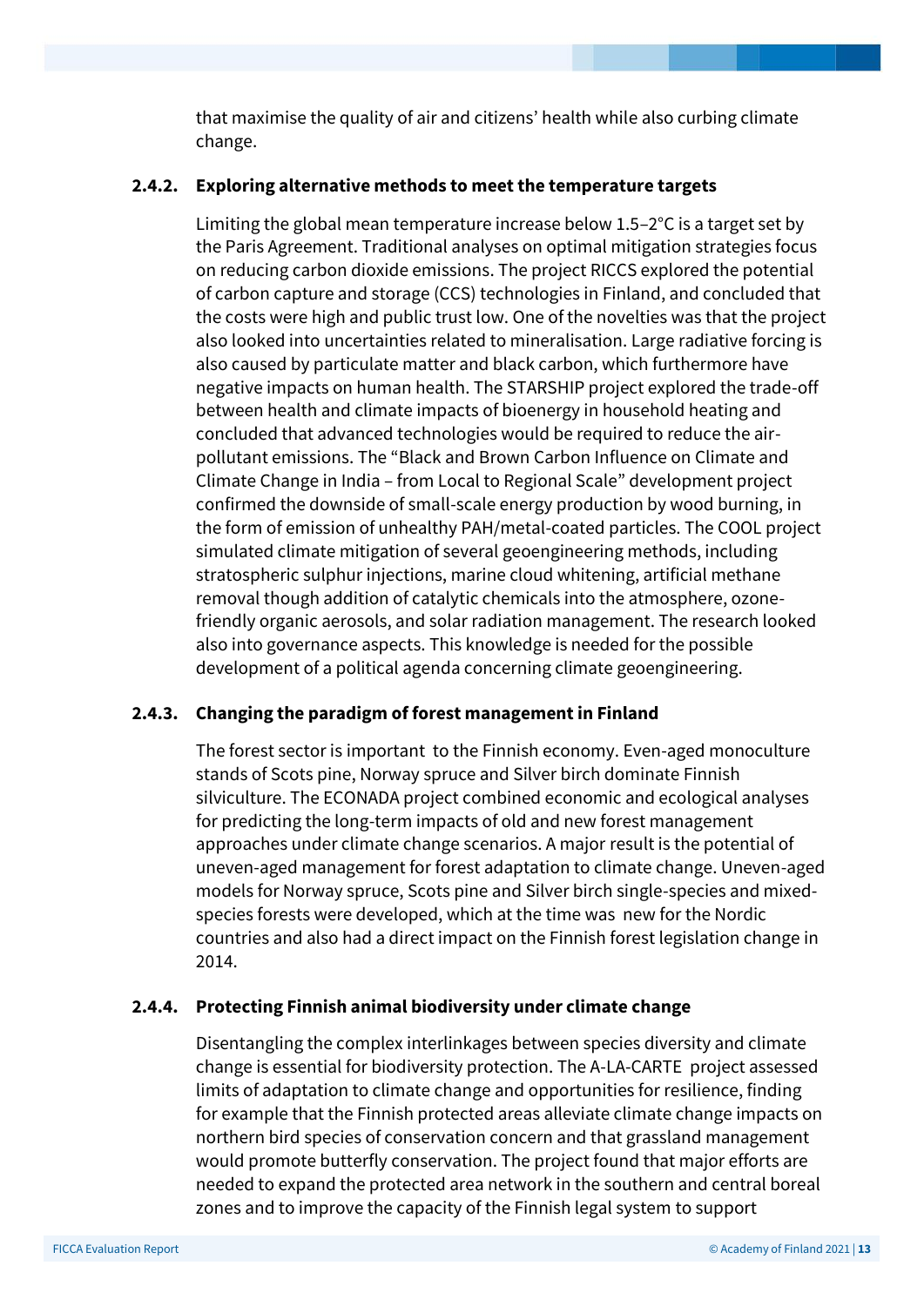that maximise the quality of air and citizens' health while also curbing climate change.

### 2.4.2. Exploring alternative methods to meet the temperature targets

Limiting the global mean temperature increase below 1.5–2°C is a target set by the Paris Agreement. Traditional analyses on optimal mitigation strategies focus on reducing carbon dioxide emissions. The project RICCS explored the potential of carbon capture and storage (CCS) technologies in Finland, and concluded that the costs were high and public trust low. One of the novelties was that the project also looked into uncertainties related to mineralisation. Large radiative forcing is also caused by particulate matter and black carbon, which furthermore have negative impacts on human health. The STARSHIP project explored the trade-off between health and climate impacts of bioenergy in household heating and concluded that advanced technologies would be required to reduce the air-pollutant emissions. The "Black and Brown Carbon Influence on Climate and Climate Change in India – from Local to Regional Scale" development project confirmed the downside of small-scale energy production by wood burning, in the form of emission of unhealthy PAH/metal-coated particles. The COOL project simulated climate mitigation of several geoengineering methods, including stratospheric sulphur injections, marine cloud whitening, artificial methane removal though addition of catalytic chemicals into the atmosphere, ozone-friendly organic aerosols, and solar radiation management. The research looked also into governance aspects. This knowledge is needed for the possible development of a political agenda concerning climate geoengineering.

### 2.4.3. Changing the paradigm of forest management in Finland

The forest sector is important to the Finnish economy. Even-aged monoculture stands of Scots pine, Norway spruce and Silver birch dominate Finnish silviculture. The ECONADA project combined economic and ecological analyses for predicting the long-term impacts of old and new forest management approaches under climate change scenarios. A major result is the potential of uneven-aged management for forest adaptation to climate change. Uneven-aged models for Norway spruce, Scots pine and Silver birch single-species and mixed-species forests were developed, which at the time was new for the Nordic countries and also had a direct impact on the Finnish forest legislation change in 2014.

### 2.4.4. Protecting Finnish animal biodiversity under climate change

Disentangling the complex interlinkages between species diversity and climate change is essential for biodiversity protection. The A-LA-CARTE project assessed limits of adaptation to climate change and opportunities for resilience, finding for example that the Finnish protected areas alleviate climate change impacts on northern bird species of conservation concern and that grassland management would promote butterfly conservation. The project found that major efforts are needed to expand the protected area network in the southern and central boreal zones and to improve the capacity of the Finnish legal system to support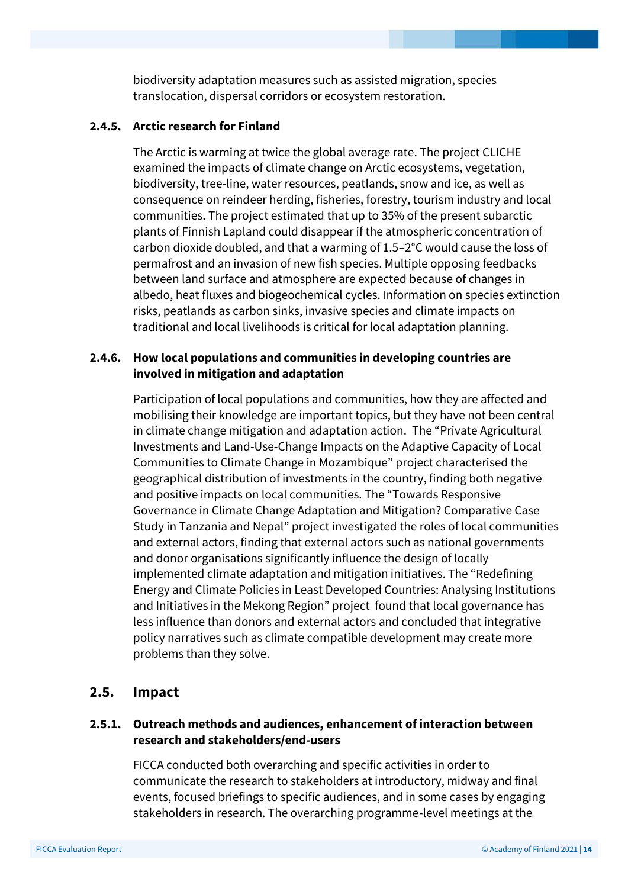biodiversity adaptation measures such as assisted migration, species translocation, dispersal corridors or ecosystem restoration.

### 2.4.5. Arctic research for Finland

The Arctic is warming at twice the global average rate. The project CLICHE examined the impacts of climate change on Arctic ecosystems, vegetation, biodiversity, tree-line, water resources, peatlands, snow and ice, as well as consequence on reindeer herding, fisheries, forestry, tourism industry and local communities. The project estimated that up to 35% of the present subarctic plants of Finnish Lapland could disappear if the atmospheric concentration of carbon dioxide doubled, and that a warming of 1.5–2°C would cause the loss of permafrost and an invasion of new fish species. Multiple opposing feedbacks between land surface and atmosphere are expected because of changes in albedo, heat fluxes and biogeochemical cycles. Information on species extinction risks, peatlands as carbon sinks, invasive species and climate impacts on traditional and local livelihoods is critical for local adaptation planning.

### 2.4.6. How local populations and communities in developing countries are involved in mitigation and adaptation

Participation of local populations and communities, how they are affected and mobilising their knowledge are important topics, but they have not been central in climate change mitigation and adaptation action. The "Private Agricultural Investments and Land-Use-Change Impacts on the Adaptive Capacity of Local Communities to Climate Change in Mozambique" project characterised the geographical distribution of investments in the country, finding both negative and positive impacts on local communities. The "Towards Responsive Governance in Climate Change Adaptation and Mitigation? Comparative Case Study in Tanzania and Nepal" project investigated the roles of local communities and external actors, finding that external actors such as national governments and donor organisations significantly influence the design of locally implemented climate adaptation and mitigation initiatives. The "Redefining Energy and Climate Policies in Least Developed Countries: Analysing Institutions and Initiatives in the Mekong Region" project found that local governance has less influence than donors and external actors and concluded that integrative policy narratives such as climate compatible development may create more problems than they solve.

## 2.5. Impact

### 2.5.1. Outreach methods and audiences, enhancement of interaction between research and stakeholders/end-users

FICCA conducted both overarching and specific activities in order to communicate the research to stakeholders at introductory, midway and final events, focused briefings to specific audiences, and in some cases by engaging stakeholders in research. The overarching programme-level meetings at the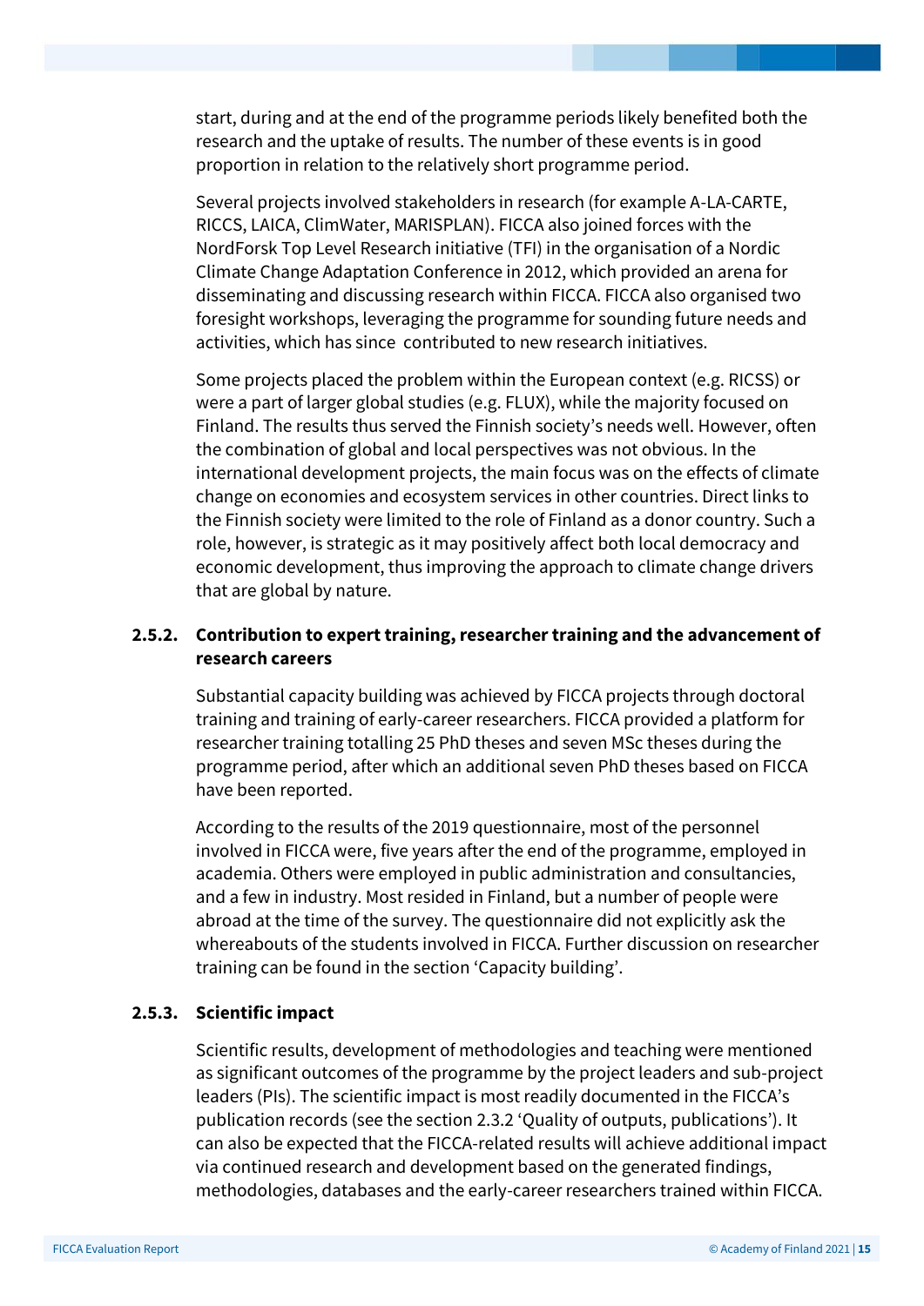start, during and at the end of the programme periods likely benefited both the research and the uptake of results. The number of these events is in good proportion in relation to the relatively short programme period.

Several projects involved stakeholders in research (for example A-LA-CARTE, RICCS, LAICA, ClimWater, MARISPLAN). FICCA also joined forces with the NordForsk Top Level Research initiative (TFI) in the organisation of a Nordic Climate Change Adaptation Conference in 2012, which provided an arena for disseminating and discussing research within FICCA. FICCA also organised two foresight workshops, leveraging the programme for sounding future needs and activities, which has since contributed to new research initiatives.

Some projects placed the problem within the European context (e.g. RICSS) or were a part of larger global studies (e.g. FLUX), while the majority focused on Finland. The results thus served the Finnish society's needs well. However, often the combination of global and local perspectives was not obvious. In the international development projects, the main focus was on the effects of climate change on economies and ecosystem services in other countries. Direct links to the Finnish society were limited to the role of Finland as a donor country. Such a role, however, is strategic as it may positively affect both local democracy and economic development, thus improving the approach to climate change drivers that are global by nature.

### 2.5.2. Contribution to expert training, researcher training and the advancement of research careers

Substantial capacity building was achieved by FICCA projects through doctoral training and training of early-career researchers. FICCA provided a platform for researcher training totalling 25 PhD theses and seven MSc theses during the programme period, after which an additional seven PhD theses based on FICCA have been reported.

According to the results of the 2019 questionnaire, most of the personnel involved in FICCA were, five years after the end of the programme, employed in academia. Others were employed in public administration and consultancies, and a few in industry. Most resided in Finland, but a number of people were abroad at the time of the survey. The questionnaire did not explicitly ask the whereabouts of the students involved in FICCA. Further discussion on researcher training can be found in the section 'Capacity building'.

### 2.5.3. Scientific impact

Scientific results, development of methodologies and teaching were mentioned as significant outcomes of the programme by the project leaders and sub-project leaders (PIs). The scientific impact is most readily documented in the FICCA's publication records (see the section 2.3.2 'Quality of outputs, publications'). It can also be expected that the FICCA-related results will achieve additional impact via continued research and development based on the generated findings, methodologies, databases and the early-career researchers trained within FICCA.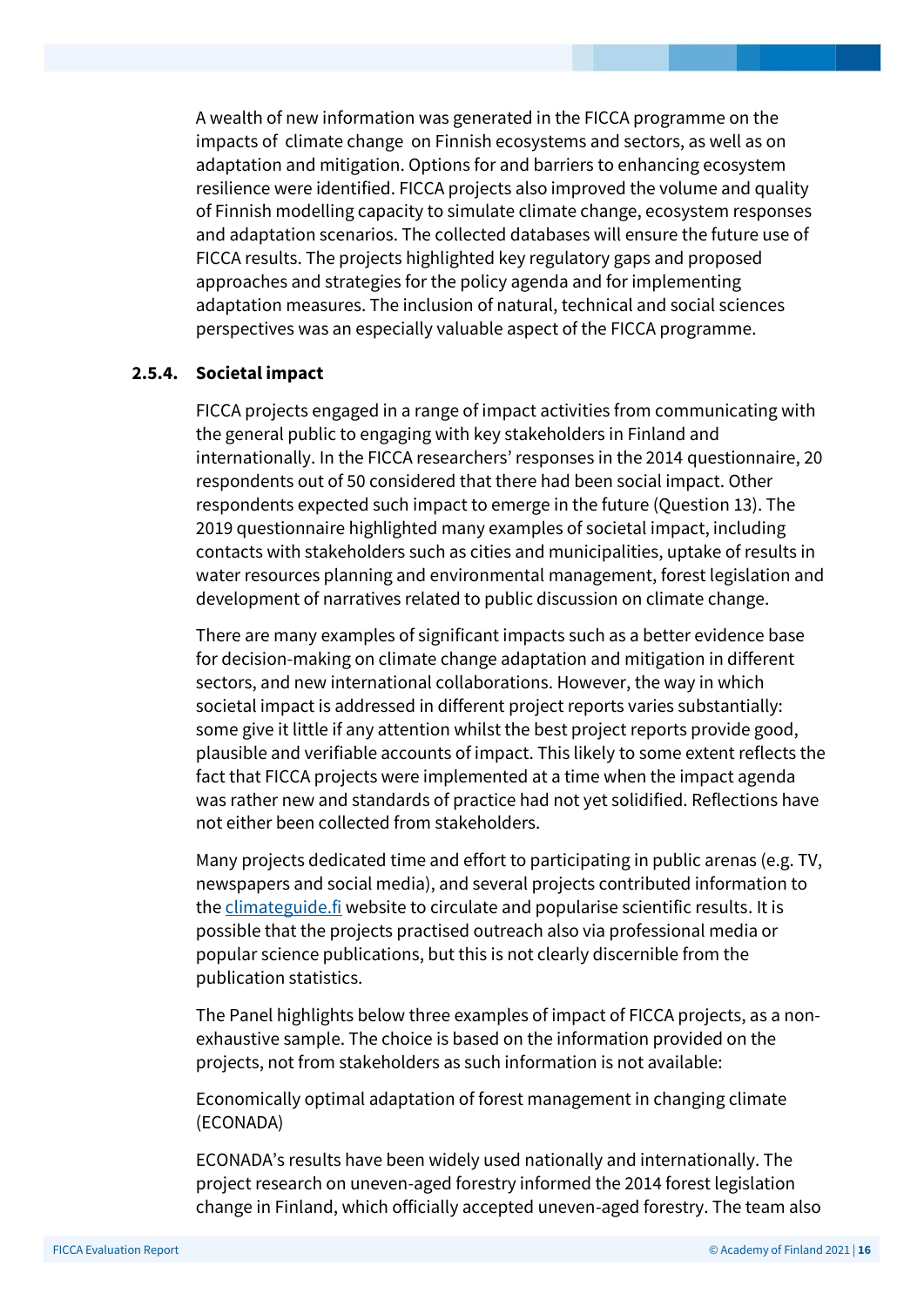A wealth of new information was generated in the FICCA programme on the impacts of climate change on Finnish ecosystems and sectors, as well as on adaptation and mitigation. Options for and barriers to enhancing ecosystem resilience were identified. FICCA projects also improved the volume and quality of Finnish modelling capacity to simulate climate change, ecosystem responses and adaptation scenarios. The collected databases will ensure the future use of FICCA results. The projects highlighted key regulatory gaps and proposed approaches and strategies for the policy agenda and for implementing adaptation measures. The inclusion of natural, technical and social sciences perspectives was an especially valuable aspect of the FICCA programme.

#### 2.5.4. Societal impact

FICCA projects engaged in a range of impact activities from communicating with the general public to engaging with key stakeholders in Finland and internationally. In the FICCA researchers' responses in the 2014 questionnaire, 20 respondents out of 50 considered that there had been social impact. Other respondents expected such impact to emerge in the future (Question 13). The 2019 questionnaire highlighted many examples of societal impact, including contacts with stakeholders such as cities and municipalities, uptake of results in water resources planning and environmental management, forest legislation and development of narratives related to public discussion on climate change.

There are many examples of significant impacts such as a better evidence base for decision-making on climate change adaptation and mitigation in different sectors, and new international collaborations. However, the way in which societal impact is addressed in different project reports varies substantially: some give it little if any attention whilst the best project reports provide good, plausible and verifiable accounts of impact. This likely to some extent reflects the fact that FICCA projects were implemented at a time when the impact agenda was rather new and standards of practice had not yet solidified. Reflections have not either been collected from stakeholders.

Many projects dedicated time and effort to participating in public arenas (e.g. TV, newspapers and social media), and several projects contributed information to the climateguide.fi website to circulate and popularise scientific results. It is possible that the projects practised outreach also via professional media or popular science publications, but this is not clearly discernible from the publication statistics.

The Panel highlights below three examples of impact of FICCA projects, as a non-exhaustive sample. The choice is based on the information provided on the projects, not from stakeholders as such information is not available:

Economically optimal adaptation of forest management in changing climate (ECONADA)

ECONADA's results have been widely used nationally and internationally. The project research on uneven-aged forestry informed the 2014 forest legislation change in Finland, which officially accepted uneven-aged forestry. The team also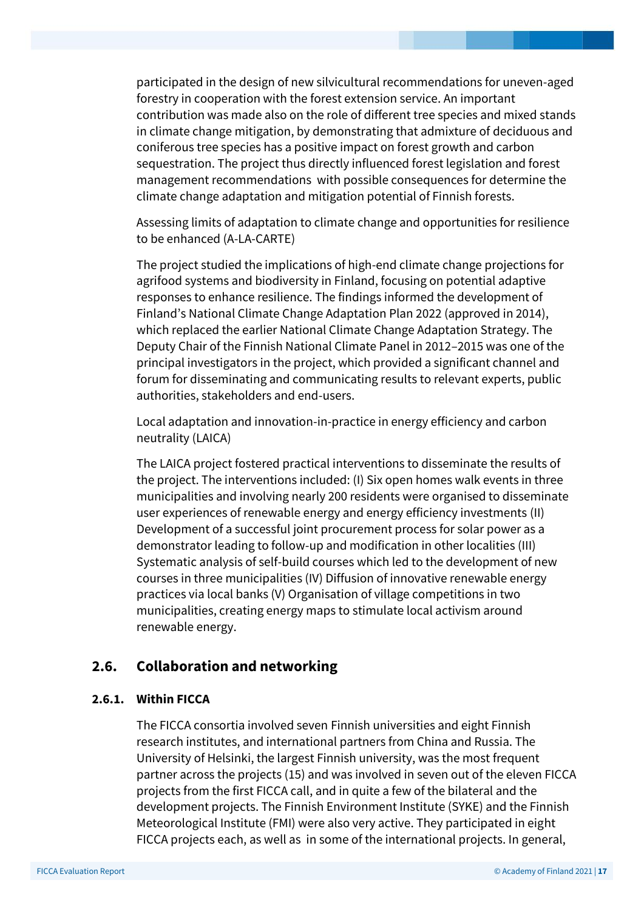participated in the design of new silvicultural recommendations for uneven-aged forestry in cooperation with the forest extension service. An important contribution was made also on the role of different tree species and mixed stands in climate change mitigation, by demonstrating that admixture of deciduous and coniferous tree species has a positive impact on forest growth and carbon sequestration. The project thus directly influenced forest legislation and forest management recommendations  with possible consequences for determine the climate change adaptation and mitigation potential of Finnish forests.

Assessing limits of adaptation to climate change and opportunities for resilience to be enhanced (A-LA-CARTE)

The project studied the implications of high-end climate change projections for agrifood systems and biodiversity in Finland, focusing on potential adaptive responses to enhance resilience. The findings informed the development of Finland's National Climate Change Adaptation Plan 2022 (approved in 2014), which replaced the earlier National Climate Change Adaptation Strategy. The Deputy Chair of the Finnish National Climate Panel in 2012–2015 was one of the principal investigators in the project, which provided a significant channel and forum for disseminating and communicating results to relevant experts, public authorities, stakeholders and end-users.

Local adaptation and innovation-in-practice in energy efficiency and carbon neutrality (LAICA)

The LAICA project fostered practical interventions to disseminate the results of the project. The interventions included: (I) Six open homes walk events in three municipalities and involving nearly 200 residents were organised to disseminate user experiences of renewable energy and energy efficiency investments (II) Development of a successful joint procurement process for solar power as a demonstrator leading to follow-up and modification in other localities (III) Systematic analysis of self-build courses which led to the development of new courses in three municipalities (IV) Diffusion of innovative renewable energy practices via local banks (V) Organisation of village competitions in two municipalities, creating energy maps to stimulate local activism around renewable energy.

## 2.6. Collaboration and networking

### 2.6.1. Within FICCA

The FICCA consortia involved seven Finnish universities and eight Finnish research institutes, and international partners from China and Russia. The University of Helsinki, the largest Finnish university, was the most frequent partner across the projects (15) and was involved in seven out of the eleven FICCA projects from the first FICCA call, and in quite a few of the bilateral and the development projects. The Finnish Environment Institute (SYKE) and the Finnish Meteorological Institute (FMI) were also very active. They participated in eight FICCA projects each, as well as  in some of the international projects. In general,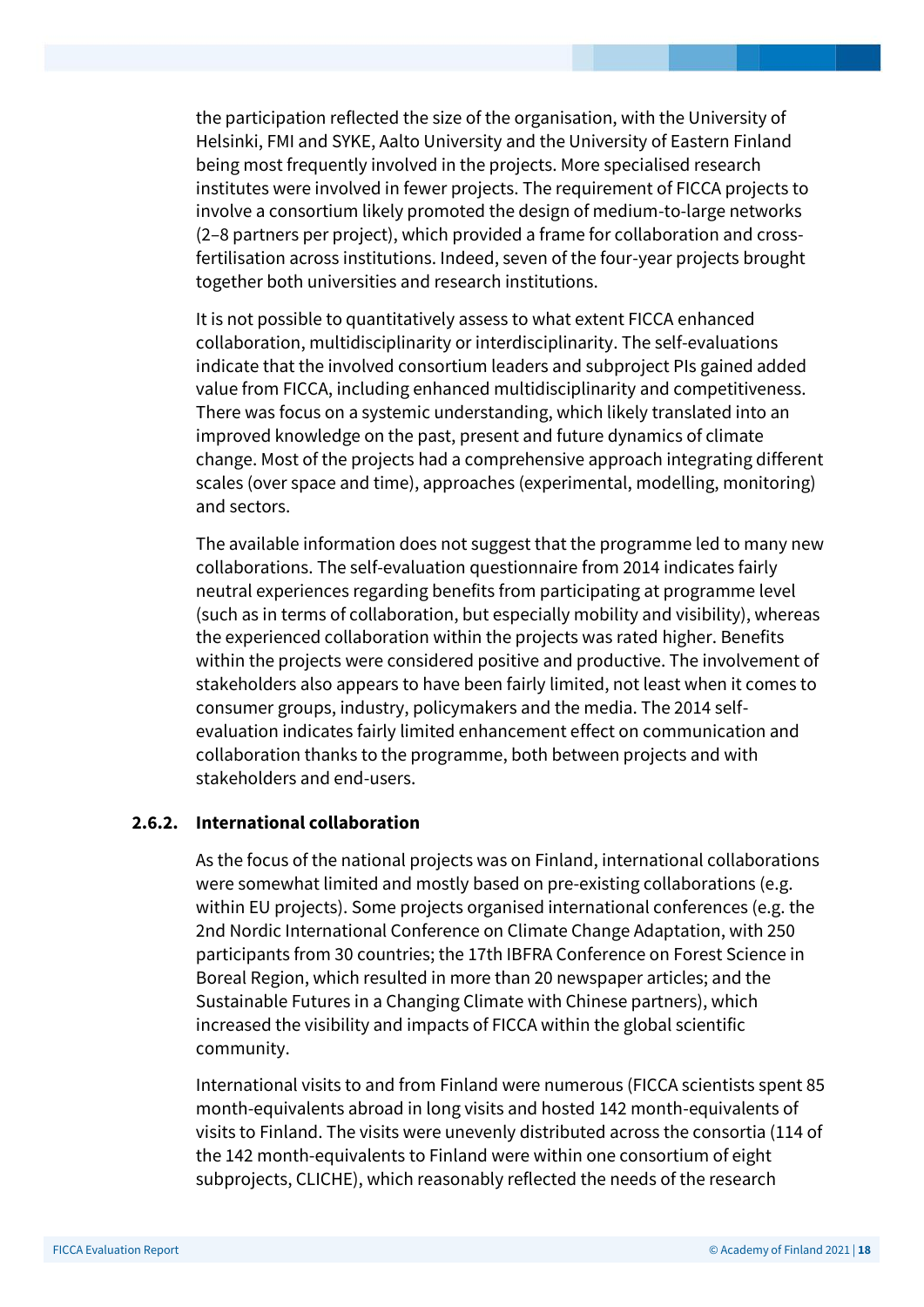the participation reflected the size of the organisation, with the University of Helsinki, FMI and SYKE, Aalto University and the University of Eastern Finland being most frequently involved in the projects. More specialised research institutes were involved in fewer projects. The requirement of FICCA projects to involve a consortium likely promoted the design of medium-to-large networks (2–8 partners per project), which provided a frame for collaboration and cross-fertilisation across institutions. Indeed, seven of the four-year projects brought together both universities and research institutions.

It is not possible to quantitatively assess to what extent FICCA enhanced collaboration, multidisciplinarity or interdisciplinarity. The self-evaluations indicate that the involved consortium leaders and subproject PIs gained added value from FICCA, including enhanced multidisciplinarity and competitiveness. There was focus on a systemic understanding, which likely translated into an improved knowledge on the past, present and future dynamics of climate change. Most of the projects had a comprehensive approach integrating different scales (over space and time), approaches (experimental, modelling, monitoring) and sectors.

The available information does not suggest that the programme led to many new collaborations. The self-evaluation questionnaire from 2014 indicates fairly neutral experiences regarding benefits from participating at programme level (such as in terms of collaboration, but especially mobility and visibility), whereas the experienced collaboration within the projects was rated higher. Benefits within the projects were considered positive and productive. The involvement of stakeholders also appears to have been fairly limited, not least when it comes to consumer groups, industry, policymakers and the media. The 2014 self-evaluation indicates fairly limited enhancement effect on communication and collaboration thanks to the programme, both between projects and with stakeholders and end-users.

### 2.6.2. International collaboration

As the focus of the national projects was on Finland, international collaborations were somewhat limited and mostly based on pre-existing collaborations (e.g. within EU projects). Some projects organised international conferences (e.g. the 2nd Nordic International Conference on Climate Change Adaptation, with 250 participants from 30 countries; the 17th IBFRA Conference on Forest Science in Boreal Region, which resulted in more than 20 newspaper articles; and the Sustainable Futures in a Changing Climate with Chinese partners), which increased the visibility and impacts of FICCA within the global scientific community.

International visits to and from Finland were numerous (FICCA scientists spent 85 month-equivalents abroad in long visits and hosted 142 month-equivalents of visits to Finland. The visits were unevenly distributed across the consortia (114 of the 142 month-equivalents to Finland were within one consortium of eight subprojects, CLICHE), which reasonably reflected the needs of the research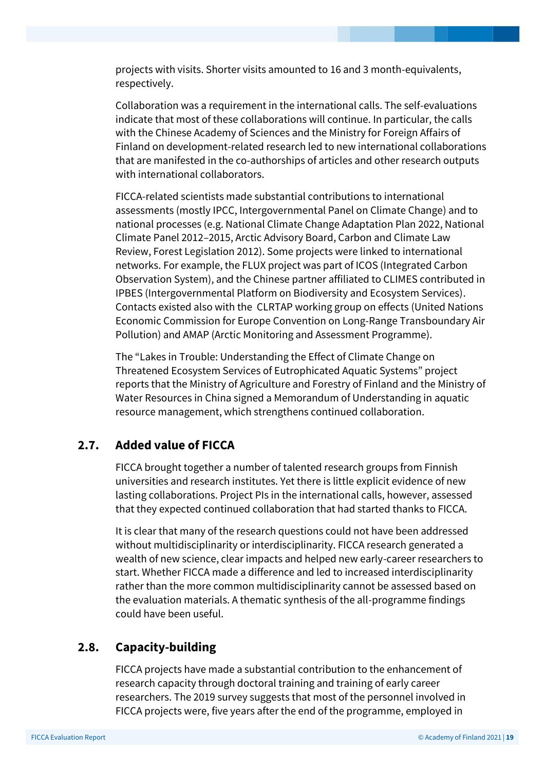projects with visits. Shorter visits amounted to 16 and 3 month-equivalents, respectively.

Collaboration was a requirement in the international calls. The self-evaluations indicate that most of these collaborations will continue. In particular, the calls with the Chinese Academy of Sciences and the Ministry for Foreign Affairs of Finland on development-related research led to new international collaborations that are manifested in the co-authorships of articles and other research outputs with international collaborators.

FICCA-related scientists made substantial contributions to international assessments (mostly IPCC, Intergovernmental Panel on Climate Change) and to national processes (e.g. National Climate Change Adaptation Plan 2022, National Climate Panel 2012–2015, Arctic Advisory Board, Carbon and Climate Law Review, Forest Legislation 2012). Some projects were linked to international networks. For example, the FLUX project was part of ICOS (Integrated Carbon Observation System), and the Chinese partner affiliated to CLIMES contributed in IPBES (Intergovernmental Platform on Biodiversity and Ecosystem Services). Contacts existed also with the CLRTAP working group on effects (United Nations Economic Commission for Europe Convention on Long-Range Transboundary Air Pollution) and AMAP (Arctic Monitoring and Assessment Programme).

The "Lakes in Trouble: Understanding the Effect of Climate Change on Threatened Ecosystem Services of Eutrophicated Aquatic Systems" project reports that the Ministry of Agriculture and Forestry of Finland and the Ministry of Water Resources in China signed a Memorandum of Understanding in aquatic resource management, which strengthens continued collaboration.

## 2.7. Added value of FICCA

FICCA brought together a number of talented research groups from Finnish universities and research institutes. Yet there is little explicit evidence of new lasting collaborations. Project PIs in the international calls, however, assessed that they expected continued collaboration that had started thanks to FICCA.

It is clear that many of the research questions could not have been addressed without multidisciplinarity or interdisciplinarity. FICCA research generated a wealth of new science, clear impacts and helped new early-career researchers to start. Whether FICCA made a difference and led to increased interdisciplinarity rather than the more common multidisciplinarity cannot be assessed based on the evaluation materials. A thematic synthesis of the all-programme findings could have been useful.

## 2.8. Capacity-building

FICCA projects have made a substantial contribution to the enhancement of research capacity through doctoral training and training of early career researchers. The 2019 survey suggests that most of the personnel involved in FICCA projects were, five years after the end of the programme, employed in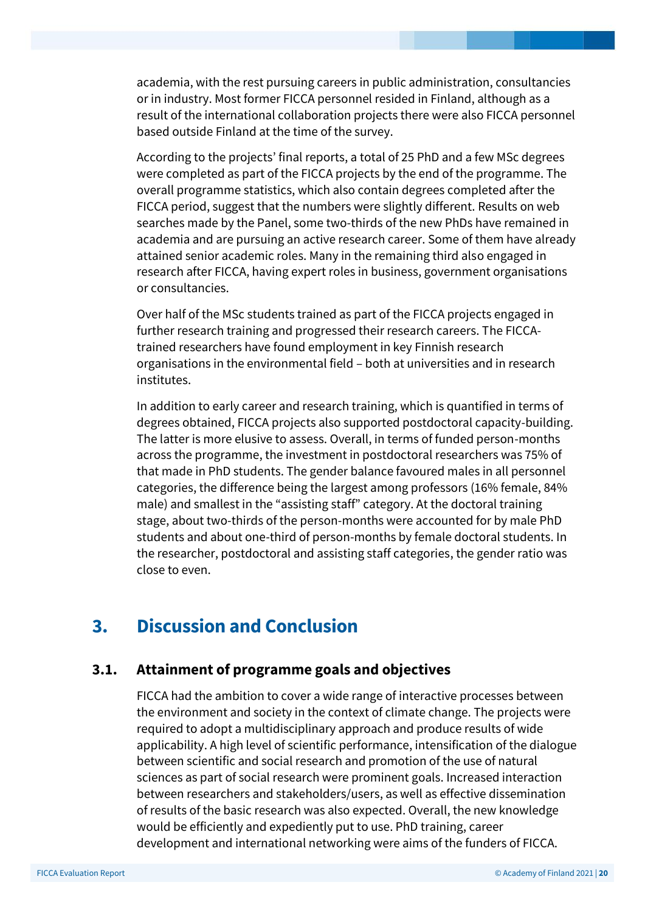academia, with the rest pursuing careers in public administration, consultancies or in industry. Most former FICCA personnel resided in Finland, although as a result of the international collaboration projects there were also FICCA personnel based outside Finland at the time of the survey.

According to the projects' final reports, a total of 25 PhD and a few MSc degrees were completed as part of the FICCA projects by the end of the programme. The overall programme statistics, which also contain degrees completed after the FICCA period, suggest that the numbers were slightly different. Results on web searches made by the Panel, some two-thirds of the new PhDs have remained in academia and are pursuing an active research career. Some of them have already attained senior academic roles. Many in the remaining third also engaged in research after FICCA, having expert roles in business, government organisations or consultancies.

Over half of the MSc students trained as part of the FICCA projects engaged in further research training and progressed their research careers. The FICCA-trained researchers have found employment in key Finnish research organisations in the environmental field – both at universities and in research institutes.

In addition to early career and research training, which is quantified in terms of degrees obtained, FICCA projects also supported postdoctoral capacity-building. The latter is more elusive to assess. Overall, in terms of funded person-months across the programme, the investment in postdoctoral researchers was 75% of that made in PhD students. The gender balance favoured males in all personnel categories, the difference being the largest among professors (16% female, 84% male) and smallest in the "assisting staff" category. At the doctoral training stage, about two-thirds of the person-months were accounted for by male PhD students and about one-third of person-months by female doctoral students. In the researcher, postdoctoral and assisting staff categories, the gender ratio was close to even.

# 3. Discussion and Conclusion

## 3.1. Attainment of programme goals and objectives

FICCA had the ambition to cover a wide range of interactive processes between the environment and society in the context of climate change. The projects were required to adopt a multidisciplinary approach and produce results of wide applicability. A high level of scientific performance, intensification of the dialogue between scientific and social research and promotion of the use of natural sciences as part of social research were prominent goals. Increased interaction between researchers and stakeholders/users, as well as effective dissemination of results of the basic research was also expected. Overall, the new knowledge would be efficiently and expediently put to use. PhD training, career development and international networking were aims of the funders of FICCA.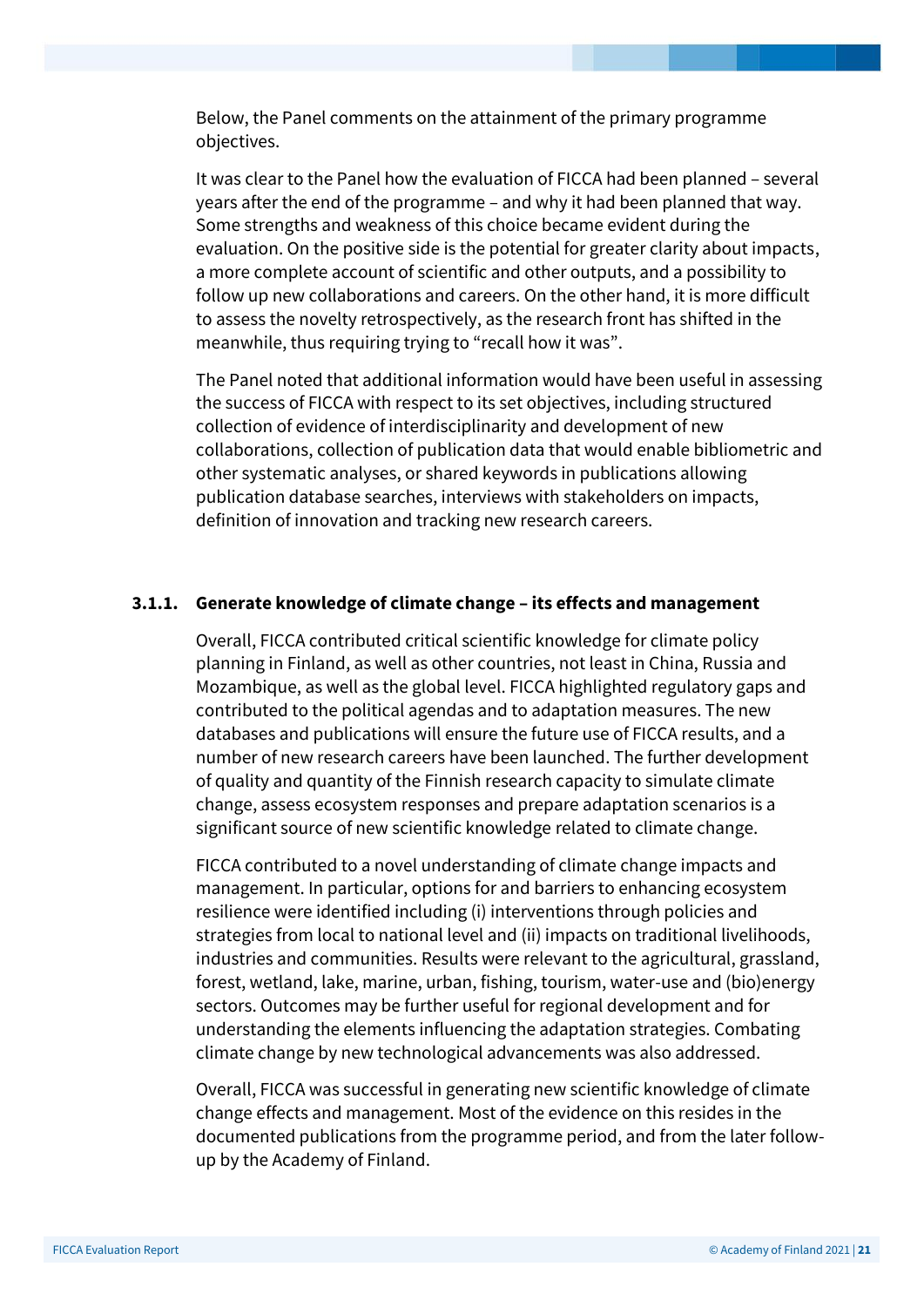Below, the Panel comments on the attainment of the primary programme objectives.

It was clear to the Panel how the evaluation of FICCA had been planned – several years after the end of the programme – and why it had been planned that way. Some strengths and weakness of this choice became evident during the evaluation. On the positive side is the potential for greater clarity about impacts, a more complete account of scientific and other outputs, and a possibility to follow up new collaborations and careers. On the other hand, it is more difficult to assess the novelty retrospectively, as the research front has shifted in the meanwhile, thus requiring trying to "recall how it was".

The Panel noted that additional information would have been useful in assessing the success of FICCA with respect to its set objectives, including structured collection of evidence of interdisciplinarity and development of new collaborations, collection of publication data that would enable bibliometric and other systematic analyses, or shared keywords in publications allowing publication database searches, interviews with stakeholders on impacts, definition of innovation and tracking new research careers.

### 3.1.1. Generate knowledge of climate change – its effects and management

Overall, FICCA contributed critical scientific knowledge for climate policy planning in Finland, as well as other countries, not least in China, Russia and Mozambique, as well as the global level. FICCA highlighted regulatory gaps and contributed to the political agendas and to adaptation measures. The new databases and publications will ensure the future use of FICCA results, and a number of new research careers have been launched. The further development of quality and quantity of the Finnish research capacity to simulate climate change, assess ecosystem responses and prepare adaptation scenarios is a significant source of new scientific knowledge related to climate change.

FICCA contributed to a novel understanding of climate change impacts and management. In particular, options for and barriers to enhancing ecosystem resilience were identified including (i) interventions through policies and strategies from local to national level and (ii) impacts on traditional livelihoods, industries and communities. Results were relevant to the agricultural, grassland, forest, wetland, lake, marine, urban, fishing, tourism, water-use and (bio)energy sectors. Outcomes may be further useful for regional development and for understanding the elements influencing the adaptation strategies. Combating climate change by new technological advancements was also addressed.

Overall, FICCA was successful in generating new scientific knowledge of climate change effects and management. Most of the evidence on this resides in the documented publications from the programme period, and from the later follow-up by the Academy of Finland.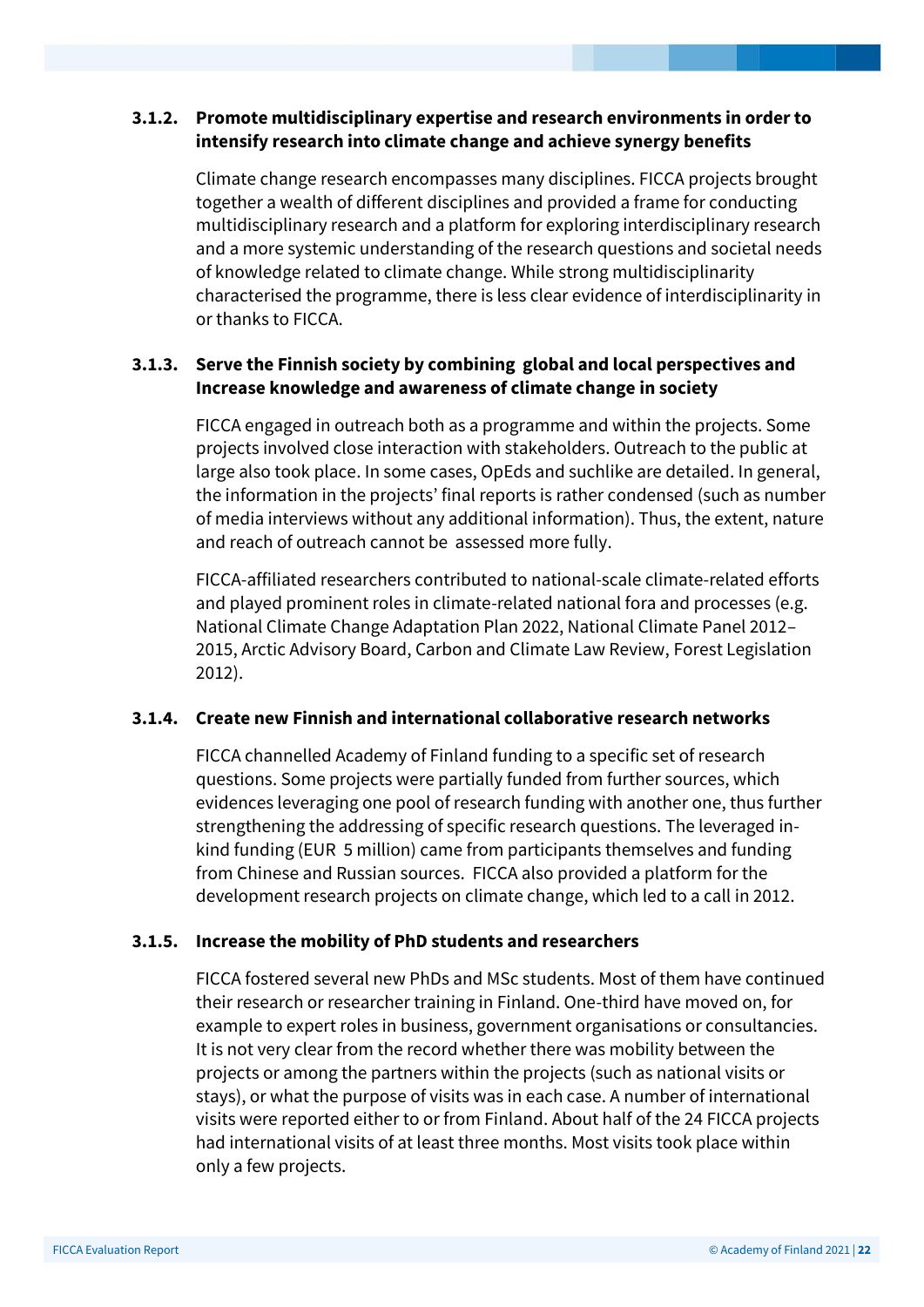### 3.1.2. Promote multidisciplinary expertise and research environments in order to intensify research into climate change and achieve synergy benefits

Climate change research encompasses many disciplines. FICCA projects brought together a wealth of different disciplines and provided a frame for conducting multidisciplinary research and a platform for exploring interdisciplinary research and a more systemic understanding of the research questions and societal needs of knowledge related to climate change. While strong multidisciplinarity characterised the programme, there is less clear evidence of interdisciplinarity in or thanks to FICCA.

### 3.1.3. Serve the Finnish society by combining global and local perspectives and Increase knowledge and awareness of climate change in society

FICCA engaged in outreach both as a programme and within the projects. Some projects involved close interaction with stakeholders. Outreach to the public at large also took place. In some cases, OpEds and suchlike are detailed. In general, the information in the projects' final reports is rather condensed (such as number of media interviews without any additional information). Thus, the extent, nature and reach of outreach cannot be assessed more fully.

FICCA-affiliated researchers contributed to national-scale climate-related efforts and played prominent roles in climate-related national fora and processes (e.g. National Climate Change Adaptation Plan 2022, National Climate Panel 2012–2015, Arctic Advisory Board, Carbon and Climate Law Review, Forest Legislation 2012).

### 3.1.4. Create new Finnish and international collaborative research networks

FICCA channelled Academy of Finland funding to a specific set of research questions. Some projects were partially funded from further sources, which evidences leveraging one pool of research funding with another one, thus further strengthening the addressing of specific research questions. The leveraged in-kind funding (EUR 5 million) came from participants themselves and funding from Chinese and Russian sources. FICCA also provided a platform for the development research projects on climate change, which led to a call in 2012.

### 3.1.5. Increase the mobility of PhD students and researchers

FICCA fostered several new PhDs and MSc students. Most of them have continued their research or researcher training in Finland. One-third have moved on, for example to expert roles in business, government organisations or consultancies. It is not very clear from the record whether there was mobility between the projects or among the partners within the projects (such as national visits or stays), or what the purpose of visits was in each case. A number of international visits were reported either to or from Finland. About half of the 24 FICCA projects had international visits of at least three months. Most visits took place within only a few projects.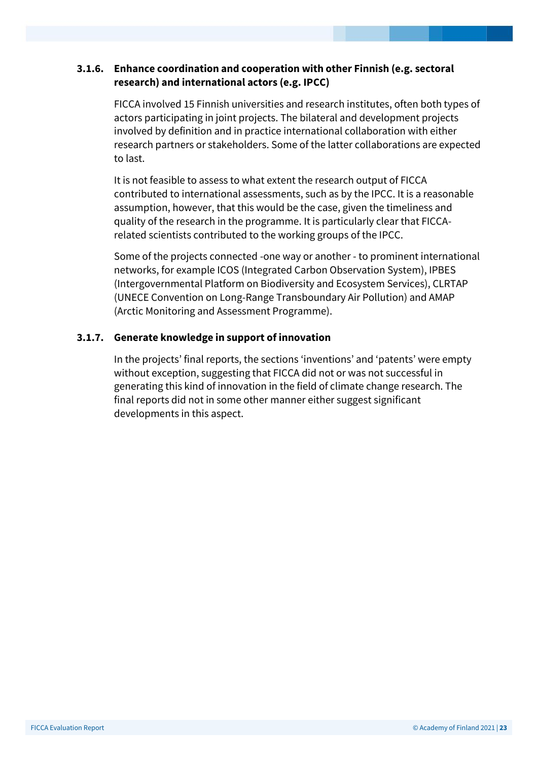### 3.1.6. Enhance coordination and cooperation with other Finnish (e.g. sectoral research) and international actors (e.g. IPCC)

FICCA involved 15 Finnish universities and research institutes, often both types of actors participating in joint projects. The bilateral and development projects involved by definition and in practice international collaboration with either research partners or stakeholders. Some of the latter collaborations are expected to last.

It is not feasible to assess to what extent the research output of FICCA contributed to international assessments, such as by the IPCC. It is a reasonable assumption, however, that this would be the case, given the timeliness and quality of the research in the programme. It is particularly clear that FICCA-related scientists contributed to the working groups of the IPCC.

Some of the projects connected -one way or another - to prominent international networks, for example ICOS (Integrated Carbon Observation System), IPBES (Intergovernmental Platform on Biodiversity and Ecosystem Services), CLRTAP (UNECE Convention on Long-Range Transboundary Air Pollution) and AMAP (Arctic Monitoring and Assessment Programme).

### 3.1.7. Generate knowledge in support of innovation

In the projects' final reports, the sections 'inventions' and 'patents' were empty without exception, suggesting that FICCA did not or was not successful in generating this kind of innovation in the field of climate change research. The final reports did not in some other manner either suggest significant developments in this aspect.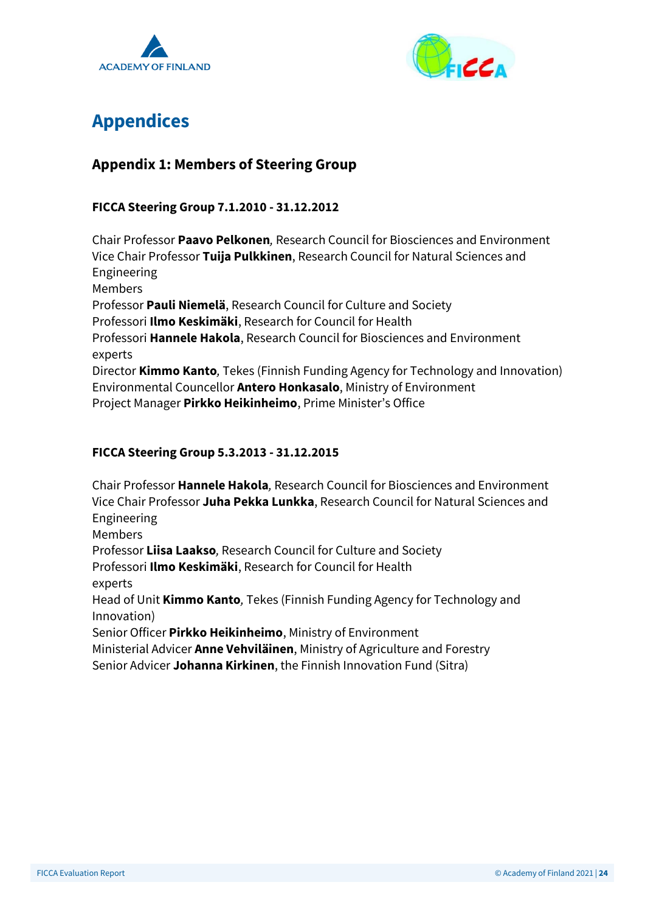# Appendices

## Appendix 1: Members of Steering Group

### FICCA Steering Group 7.1.2010 - 31.12.2012

Chair Professor **Paavo Pelkonen**, Research Council for Biosciences and Environment
Vice Chair Professor **Tuija Pulkkinen**, Research Council for Natural Sciences and Engineering
Members
Professor **Pauli Niemelä**, Research Council for Culture and Society
Professori **Ilmo Keskimäki**, Research for Council for Health
Professori **Hannele Hakola**, Research Council for Biosciences and Environment
experts
Director **Kimmo Kanto**, Tekes (Finnish Funding Agency for Technology and Innovation)
Environmental Councellor **Antero Honkasalo**, Ministry of Environment
Project Manager **Pirkko Heikinheimo**, Prime Minister's Office

### FICCA Steering Group 5.3.2013 - 31.12.2015

Chair Professor **Hannele Hakola**, Research Council for Biosciences and Environment
Vice Chair Professor **Juha Pekka Lunkka**, Research Council for Natural Sciences and Engineering
Members
Professor **Liisa Laakso**, Research Council for Culture and Society
Professori **Ilmo Keskimäki**, Research for Council for Health
experts
Head of Unit **Kimmo Kanto**, Tekes (Finnish Funding Agency for Technology and Innovation)
Senior Officer **Pirkko Heikinheimo**, Ministry of Environment
Ministerial Advicer **Anne Vehviläinen**, Ministry of Agriculture and Forestry
Senior Advicer **Johanna Kirkinen**, the Finnish Innovation Fund (Sitra)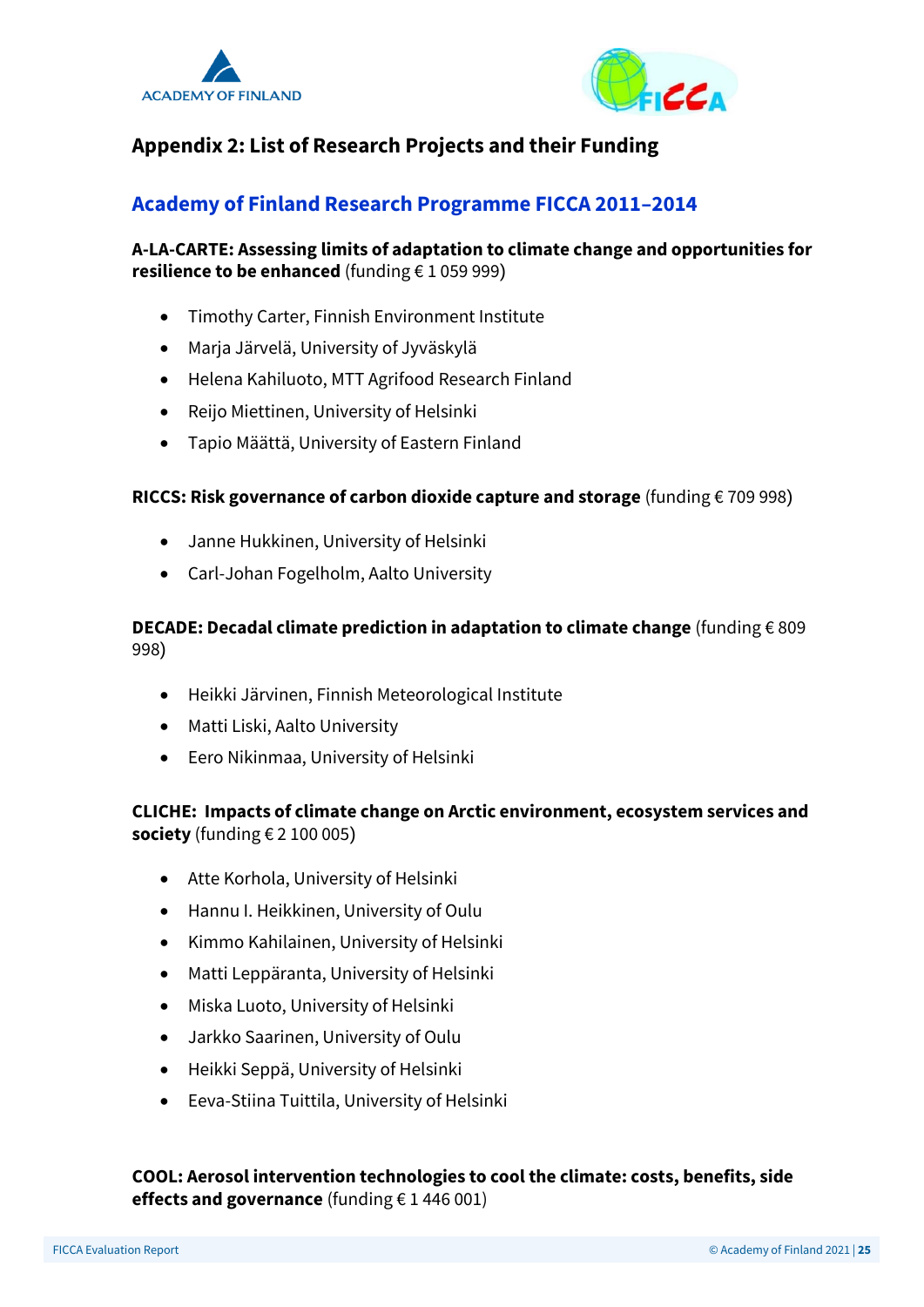## Appendix 2: List of Research Projects and their Funding

### Academy of Finland Research Programme FICCA 2011–2014

**A-LA-CARTE: Assessing limits of adaptation to climate change and opportunities for resilience to be enhanced** (funding € 1 059 999)

- Timothy Carter, Finnish Environment Institute
- Marja Järvelä, University of Jyväskylä
- Helena Kahiluoto, MTT Agrifood Research Finland
- Reijo Miettinen, University of Helsinki
- Tapio Määttä, University of Eastern Finland

**RICCS: Risk governance of carbon dioxide capture and storage** (funding € 709 998)

- Janne Hukkinen, University of Helsinki
- Carl-Johan Fogelholm, Aalto University

**DECADE: Decadal climate prediction in adaptation to climate change** (funding € 809 998)

- Heikki Järvinen, Finnish Meteorological Institute
- Matti Liski, Aalto University
- Eero Nikinmaa, University of Helsinki

**CLICHE: Impacts of climate change on Arctic environment, ecosystem services and society** (funding € 2 100 005)

- Atte Korhola, University of Helsinki
- Hannu I. Heikkinen, University of Oulu
- Kimmo Kahilainen, University of Helsinki
- Matti Leppäranta, University of Helsinki
- Miska Luoto, University of Helsinki
- Jarkko Saarinen, University of Oulu
- Heikki Seppä, University of Helsinki
- Eeva-Stiina Tuittila, University of Helsinki

**COOL: Aerosol intervention technologies to cool the climate: costs, benefits, side effects and governance** (funding € 1 446 001)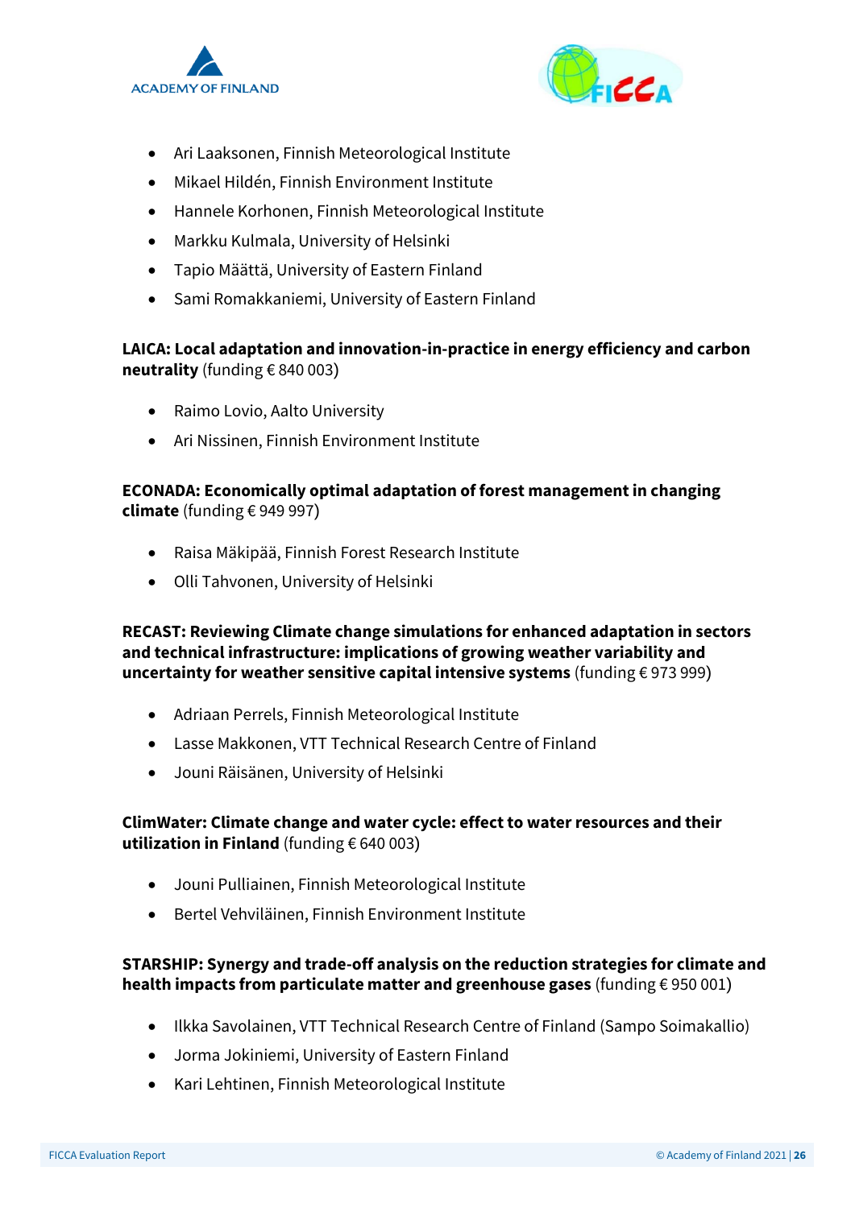- Ari Laaksonen, Finnish Meteorological Institute
- Mikael Hildén, Finnish Environment Institute
- Hannele Korhonen, Finnish Meteorological Institute
- Markku Kulmala, University of Helsinki
- Tapio Määttä, University of Eastern Finland
- Sami Romakkaniemi, University of Eastern Finland

**LAICA: Local adaptation and innovation-in-practice in energy efficiency and carbon neutrality** (funding € 840 003)

- Raimo Lovio, Aalto University
- Ari Nissinen, Finnish Environment Institute

**ECONADA: Economically optimal adaptation of forest management in changing climate** (funding € 949 997)

- Raisa Mäkipää, Finnish Forest Research Institute
- Olli Tahvonen, University of Helsinki

**RECAST: Reviewing Climate change simulations for enhanced adaptation in sectors and technical infrastructure: implications of growing weather variability and uncertainty for weather sensitive capital intensive systems** (funding € 973 999)

- Adriaan Perrels, Finnish Meteorological Institute
- Lasse Makkonen, VTT Technical Research Centre of Finland
- Jouni Räisänen, University of Helsinki

**ClimWater: Climate change and water cycle: effect to water resources and their utilization in Finland** (funding € 640 003)

- Jouni Pulliainen, Finnish Meteorological Institute
- Bertel Vehviläinen, Finnish Environment Institute

**STARSHIP: Synergy and trade-off analysis on the reduction strategies for climate and health impacts from particulate matter and greenhouse gases** (funding € 950 001)

- Ilkka Savolainen, VTT Technical Research Centre of Finland (Sampo Soimakallio)
- Jorma Jokiniemi, University of Eastern Finland
- Kari Lehtinen, Finnish Meteorological Institute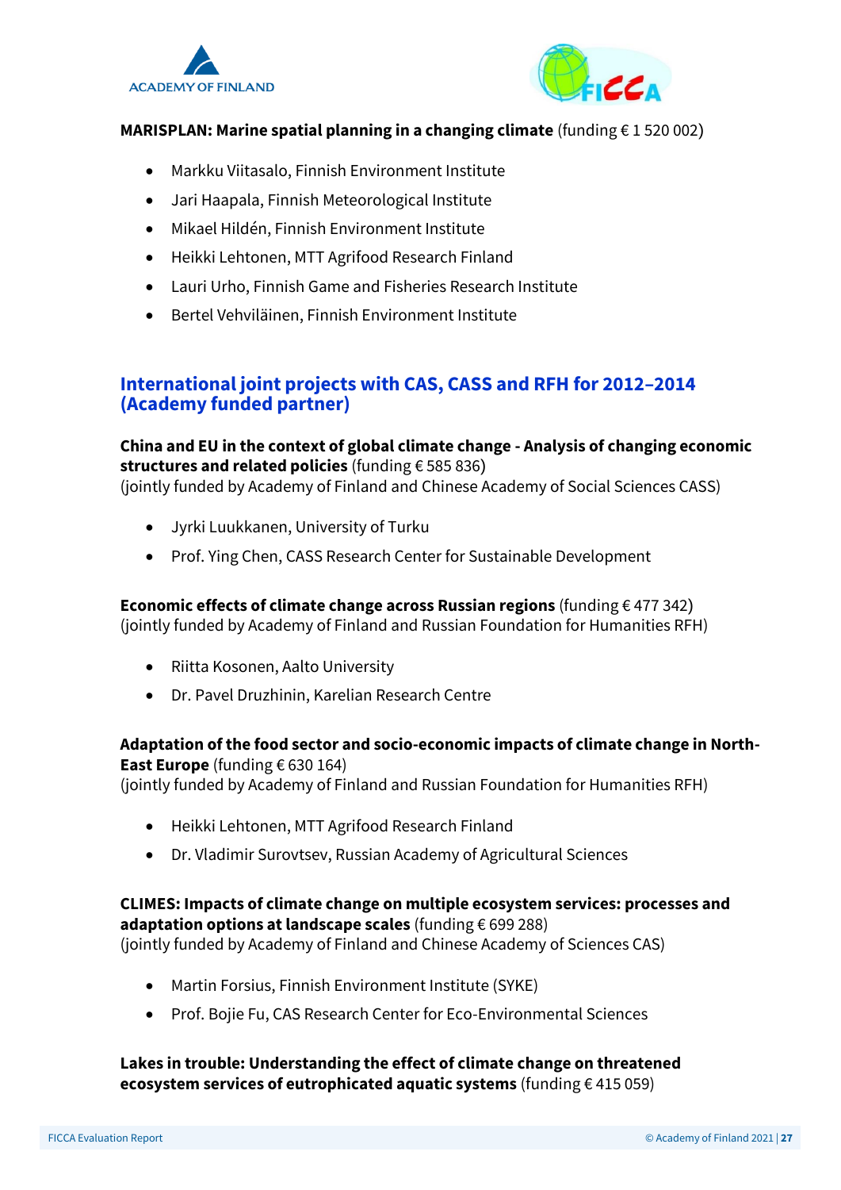**MARISPLAN: Marine spatial planning in a changing climate** (funding € 1 520 002)

- Markku Viitasalo, Finnish Environment Institute
- Jari Haapala, Finnish Meteorological Institute
- Mikael Hildén, Finnish Environment Institute
- Heikki Lehtonen, MTT Agrifood Research Finland
- Lauri Urho, Finnish Game and Fisheries Research Institute
- Bertel Vehviläinen, Finnish Environment Institute

## International joint projects with CAS, CASS and RFH for 2012–2014 (Academy funded partner)

**China and EU in the context of global climate change - Analysis of changing economic structures and related policies** (funding € 585 836)
(jointly funded by Academy of Finland and Chinese Academy of Social Sciences CASS)

- Jyrki Luukkanen, University of Turku
- Prof. Ying Chen, CASS Research Center for Sustainable Development

**Economic effects of climate change across Russian regions** (funding € 477 342)
(jointly funded by Academy of Finland and Russian Foundation for Humanities RFH)

- Riitta Kosonen, Aalto University
- Dr. Pavel Druzhinin, Karelian Research Centre

**Adaptation of the food sector and socio-economic impacts of climate change in North-East Europe** (funding € 630 164)
(jointly funded by Academy of Finland and Russian Foundation for Humanities RFH)

- Heikki Lehtonen, MTT Agrifood Research Finland
- Dr. Vladimir Surovtsev, Russian Academy of Agricultural Sciences

**CLIMES: Impacts of climate change on multiple ecosystem services: processes and adaptation options at landscape scales** (funding € 699 288)
(jointly funded by Academy of Finland and Chinese Academy of Sciences CAS)

- Martin Forsius, Finnish Environment Institute (SYKE)
- Prof. Bojie Fu, CAS Research Center for Eco-Environmental Sciences

**Lakes in trouble: Understanding the effect of climate change on threatened ecosystem services of eutrophicated aquatic systems** (funding € 415 059)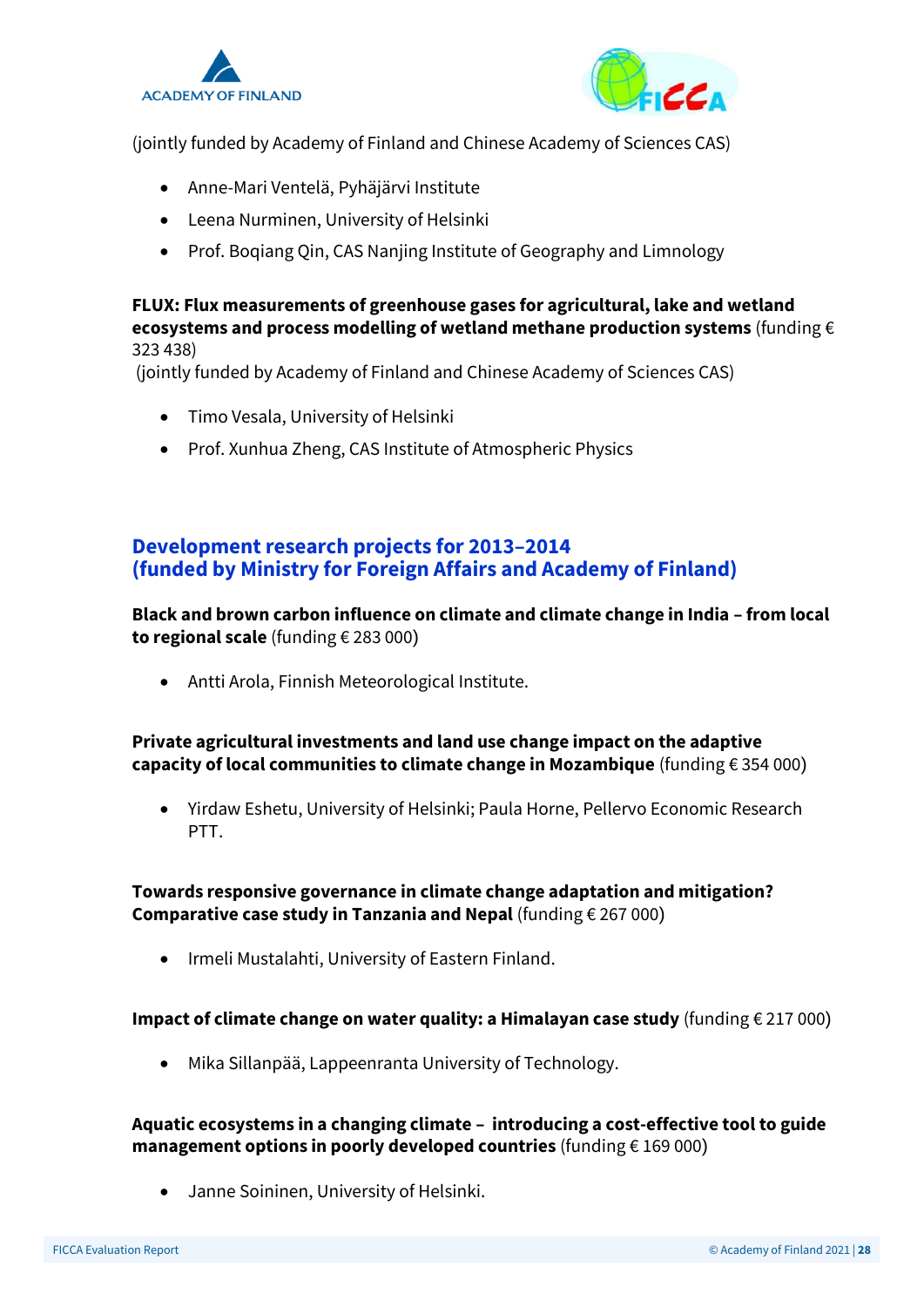(jointly funded by Academy of Finland and Chinese Academy of Sciences CAS)

- Anne-Mari Ventelä, Pyhäjärvi Institute
- Leena Nurminen, University of Helsinki
- Prof. Boqiang Qin, CAS Nanjing Institute of Geography and Limnology

**FLUX: Flux measurements of greenhouse gases for agricultural, lake and wetland ecosystems and process modelling of wetland methane production systems** (funding € 323 438)
(jointly funded by Academy of Finland and Chinese Academy of Sciences CAS)

- Timo Vesala, University of Helsinki
- Prof. Xunhua Zheng, CAS Institute of Atmospheric Physics

## Development research projects for 2013–2014 (funded by Ministry for Foreign Affairs and Academy of Finland)

**Black and brown carbon influence on climate and climate change in India – from local to regional scale** (funding € 283 000)

- Antti Arola, Finnish Meteorological Institute.

**Private agricultural investments and land use change impact on the adaptive capacity of local communities to climate change in Mozambique** (funding € 354 000)

- Yirdaw Eshetu, University of Helsinki; Paula Horne, Pellervo Economic Research PTT.

**Towards responsive governance in climate change adaptation and mitigation? Comparative case study in Tanzania and Nepal** (funding € 267 000)

- Irmeli Mustalahti, University of Eastern Finland.

**Impact of climate change on water quality: a Himalayan case study** (funding € 217 000)

- Mika Sillanpää, Lappeenranta University of Technology.

**Aquatic ecosystems in a changing climate – introducing a cost-effective tool to guide management options in poorly developed countries** (funding € 169 000)

- Janne Soininen, University of Helsinki.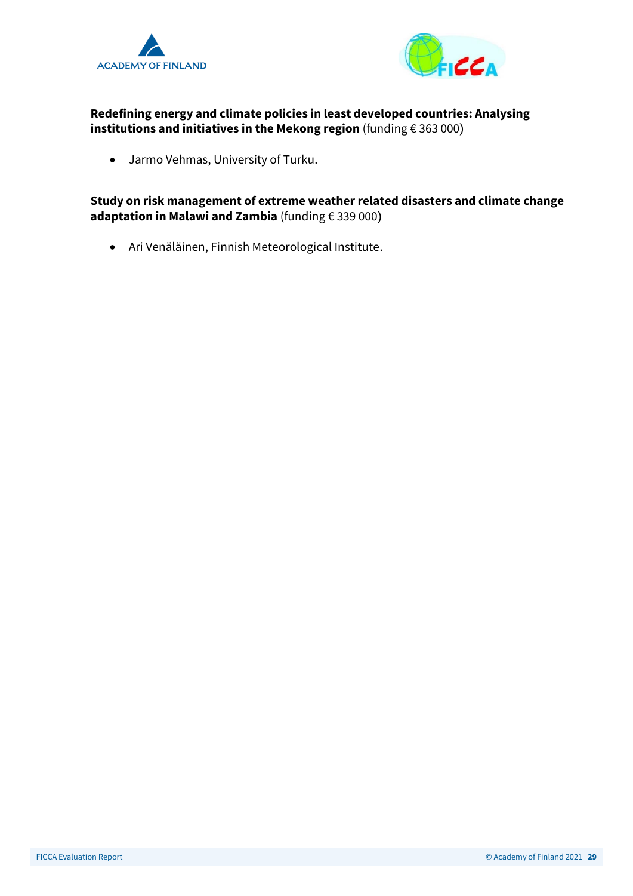**Redefining energy and climate policies in least developed countries: Analysing institutions and initiatives in the Mekong region** (funding € 363 000)

- Jarmo Vehmas, University of Turku.

**Study on risk management of extreme weather related disasters and climate change adaptation in Malawi and Zambia** (funding € 339 000)

- Ari Venäläinen, Finnish Meteorological Institute.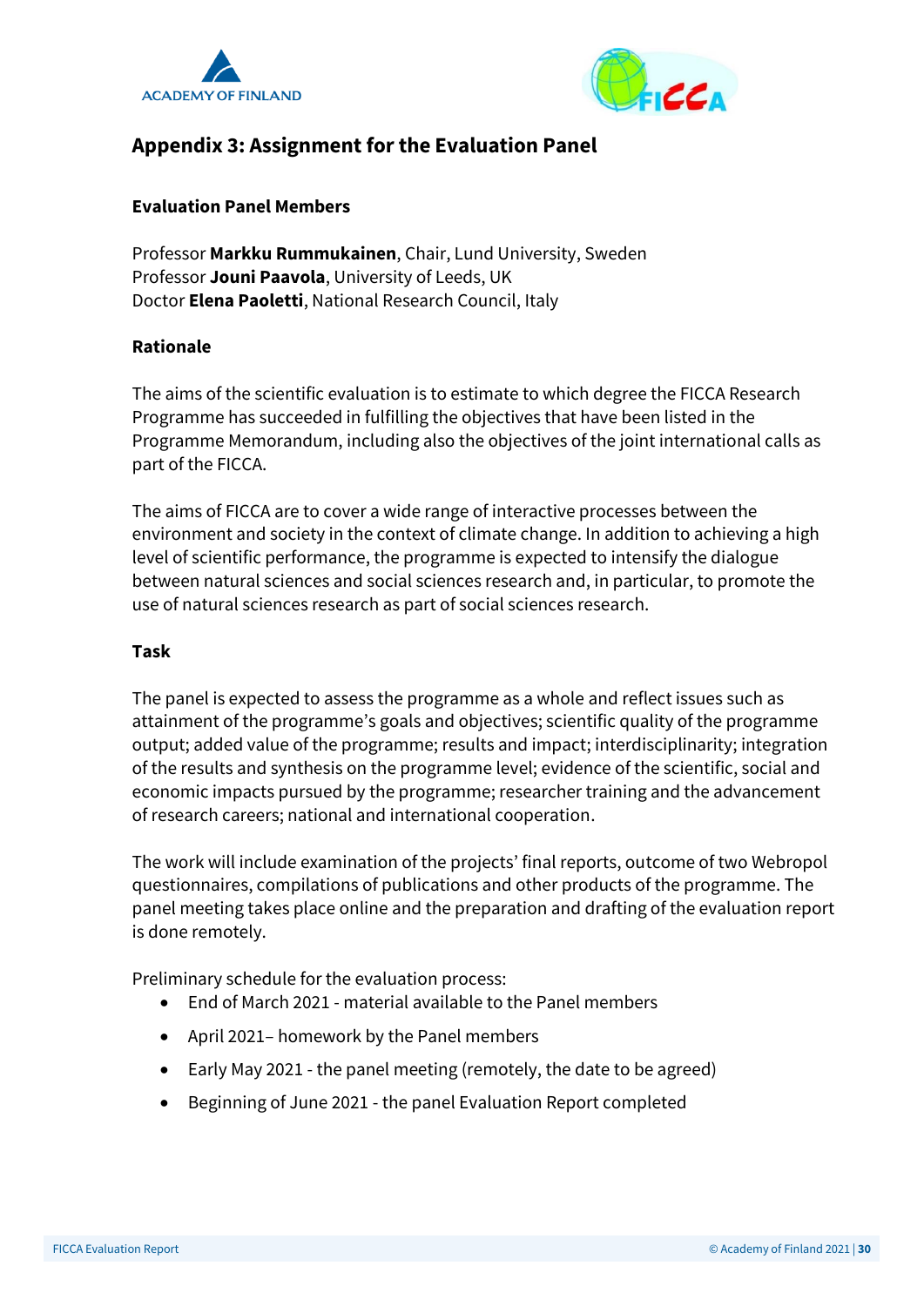## Appendix 3: Assignment for the Evaluation Panel

**Evaluation Panel Members**

Professor **Markku Rummukainen**, Chair, Lund University, Sweden
Professor **Jouni Paavola**, University of Leeds, UK
Doctor **Elena Paoletti**, National Research Council, Italy

**Rationale**

The aims of the scientific evaluation is to estimate to which degree the FICCA Research Programme has succeeded in fulfilling the objectives that have been listed in the Programme Memorandum, including also the objectives of the joint international calls as part of the FICCA.

The aims of FICCA are to cover a wide range of interactive processes between the environment and society in the context of climate change. In addition to achieving a high level of scientific performance, the programme is expected to intensify the dialogue between natural sciences and social sciences research and, in particular, to promote the use of natural sciences research as part of social sciences research.

**Task**

The panel is expected to assess the programme as a whole and reflect issues such as attainment of the programme's goals and objectives; scientific quality of the programme output; added value of the programme; results and impact; interdisciplinarity; integration of the results and synthesis on the programme level; evidence of the scientific, social and economic impacts pursued by the programme; researcher training and the advancement of research careers; national and international cooperation.

The work will include examination of the projects' final reports, outcome of two Webropol questionnaires, compilations of publications and other products of the programme. The panel meeting takes place online and the preparation and drafting of the evaluation report is done remotely.

Preliminary schedule for the evaluation process:

- End of March 2021 - material available to the Panel members
- April 2021– homework by the Panel members
- Early May 2021 - the panel meeting (remotely, the date to be agreed)
- Beginning of June 2021 - the panel Evaluation Report completed